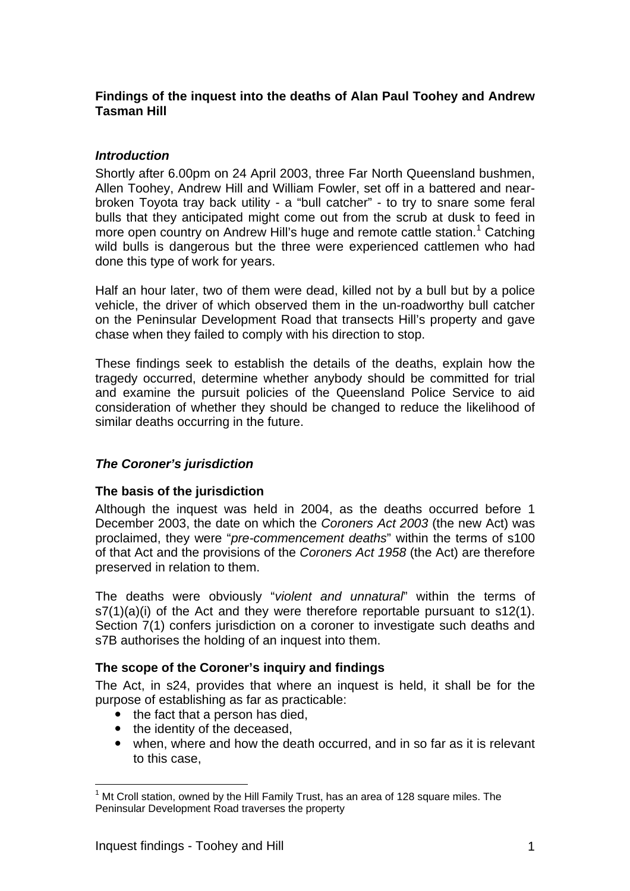**Findings of the inquest into the deaths of Alan Paul Toohey and Andrew Tasman Hill**

### *Introduction*

Shortly after 6.00pm on 24 April 2003, three Far North Queensland bushmen, Allen Toohey, Andrew Hill and William Fowler, set off in a battered and near-broken Toyota tray back utility - a "bull catcher" - to try to snare some feral bulls that they anticipated might come out from the scrub at dusk to feed in more open country on Andrew Hill's huge and remote cattle station.[1] Catching wild bulls is dangerous but the three were experienced cattlemen who had done this type of work for years.

Half an hour later, two of them were dead, killed not by a bull but by a police vehicle, the driver of which observed them in the un-roadworthy bull catcher on the Peninsular Development Road that transects Hill's property and gave chase when they failed to comply with his direction to stop.

These findings seek to establish the details of the deaths, explain how the tragedy occurred, determine whether anybody should be committed for trial and examine the pursuit policies of the Queensland Police Service to aid consideration of whether they should be changed to reduce the likelihood of similar deaths occurring in the future.

### *The Coroner's jurisdiction*

#### The basis of the jurisdiction

Although the inquest was held in 2004, as the deaths occurred before 1 December 2003, the date on which the *Coroners Act 2003* (the new Act) was proclaimed, they were "*pre-commencement deaths*" within the terms of s100 of that Act and the provisions of the *Coroners Act 1958* (the Act) are therefore preserved in relation to them.

The deaths were obviously "*violent and unnatural*" within the terms of s7(1)(a)(i) of the Act and they were therefore reportable pursuant to s12(1). Section 7(1) confers jurisdiction on a coroner to investigate such deaths and s7B authorises the holding of an inquest into them.

#### The scope of the Coroner's inquiry and findings

The Act, in s24, provides that where an inquest is held, it shall be for the purpose of establishing as far as practicable:

- the fact that a person has died,
- the identity of the deceased,
- when, where and how the death occurred, and in so far as it is relevant to this case,

---

[1] Mt Croll station, owned by the Hill Family Trust, has an area of 128 square miles. The Peninsular Development Road traverses the property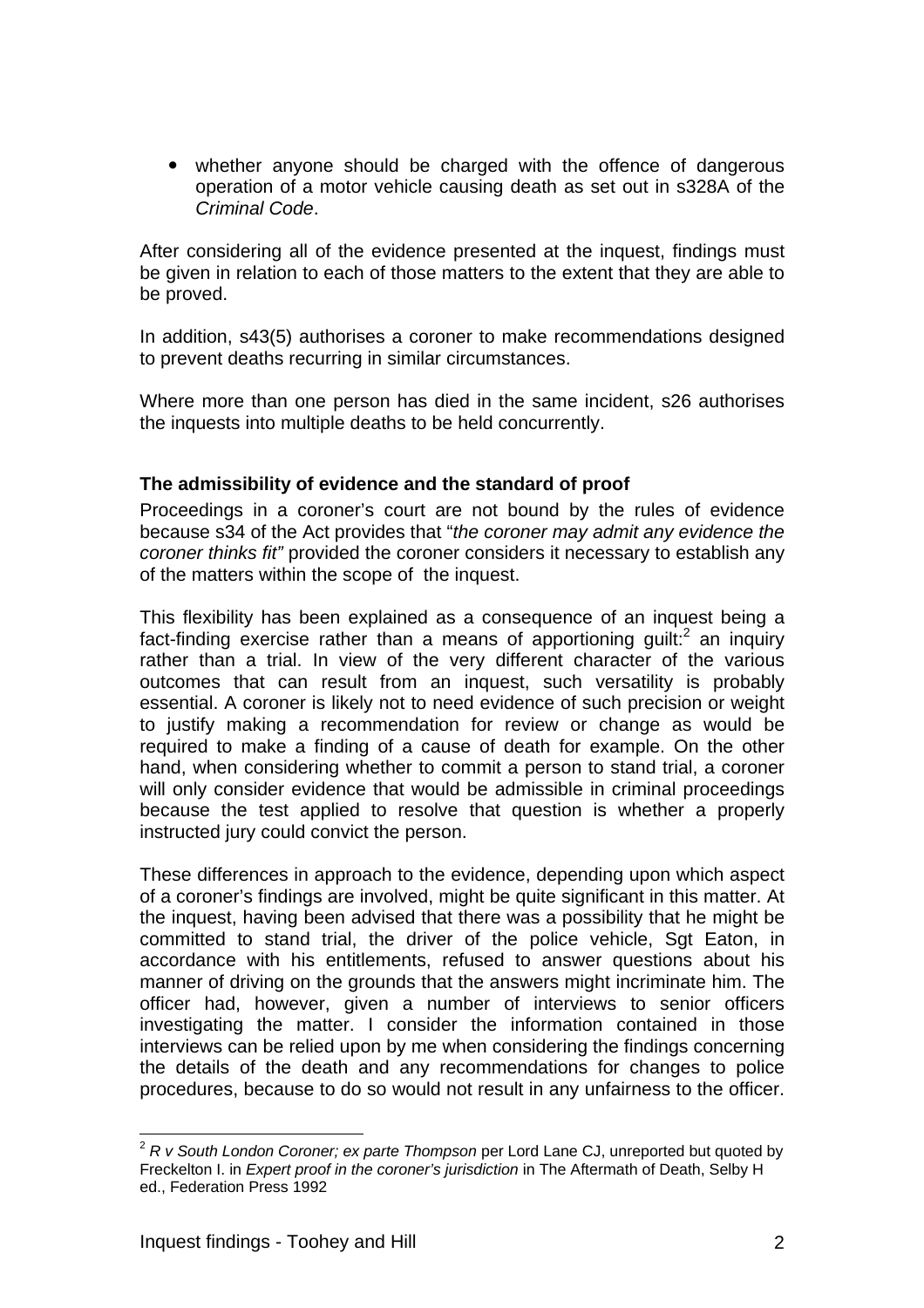- whether anyone should be charged with the offence of dangerous operation of a motor vehicle causing death as set out in s328A of the *Criminal Code*.

After considering all of the evidence presented at the inquest, findings must be given in relation to each of those matters to the extent that they are able to be proved.

In addition, s43(5) authorises a coroner to make recommendations designed to prevent deaths recurring in similar circumstances.

Where more than one person has died in the same incident, s26 authorises the inquests into multiple deaths to be held concurrently.

**The admissibility of evidence and the standard of proof**

Proceedings in a coroner's court are not bound by the rules of evidence because s34 of the Act provides that "*the coroner may admit any evidence the coroner thinks fit"* provided the coroner considers it necessary to establish any of the matters within the scope of the inquest.

This flexibility has been explained as a consequence of an inquest being a fact-finding exercise rather than a means of apportioning guilt:[2] an inquiry rather than a trial. In view of the very different character of the various outcomes that can result from an inquest, such versatility is probably essential. A coroner is likely not to need evidence of such precision or weight to justify making a recommendation for review or change as would be required to make a finding of a cause of death for example. On the other hand, when considering whether to commit a person to stand trial, a coroner will only consider evidence that would be admissible in criminal proceedings because the test applied to resolve that question is whether a properly instructed jury could convict the person.

These differences in approach to the evidence, depending upon which aspect of a coroner's findings are involved, might be quite significant in this matter. At the inquest, having been advised that there was a possibility that he might be committed to stand trial, the driver of the police vehicle, Sgt Eaton, in accordance with his entitlements, refused to answer questions about his manner of driving on the grounds that the answers might incriminate him. The officer had, however, given a number of interviews to senior officers investigating the matter. I consider the information contained in those interviews can be relied upon by me when considering the findings concerning the details of the death and any recommendations for changes to police procedures, because to do so would not result in any unfairness to the officer.

[2] *R v South London Coroner; ex parte Thompson* per Lord Lane CJ, unreported but quoted by Freckelton I. in *Expert proof in the coroner's jurisdiction* in The Aftermath of Death, Selby H ed., Federation Press 1992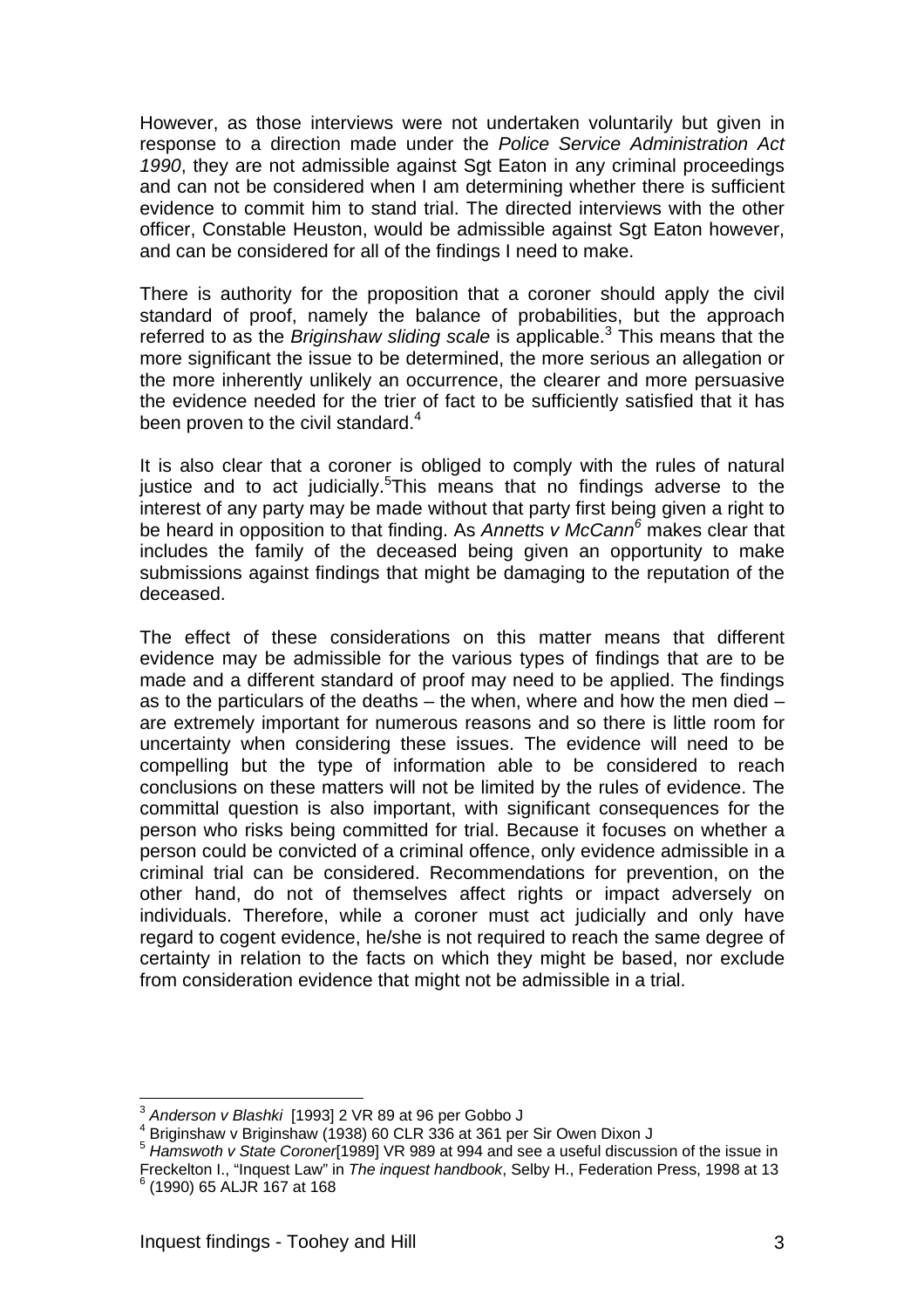However, as those interviews were not undertaken voluntarily but given in response to a direction made under the *Police Service Administration Act 1990*, they are not admissible against Sgt Eaton in any criminal proceedings and can not be considered when I am determining whether there is sufficient evidence to commit him to stand trial. The directed interviews with the other officer, Constable Heuston, would be admissible against Sgt Eaton however, and can be considered for all of the findings I need to make.

There is authority for the proposition that a coroner should apply the civil standard of proof, namely the balance of probabilities, but the approach referred to as the *Briginshaw sliding scale* is applicable.[3] This means that the more significant the issue to be determined, the more serious an allegation or the more inherently unlikely an occurrence, the clearer and more persuasive the evidence needed for the trier of fact to be sufficiently satisfied that it has been proven to the civil standard.[4]

It is also clear that a coroner is obliged to comply with the rules of natural justice and to act judicially.[5]This means that no findings adverse to the interest of any party may be made without that party first being given a right to be heard in opposition to that finding. As *Annetts v McCann*[6] makes clear that includes the family of the deceased being given an opportunity to make submissions against findings that might be damaging to the reputation of the deceased.

The effect of these considerations on this matter means that different evidence may be admissible for the various types of findings that are to be made and a different standard of proof may need to be applied. The findings as to the particulars of the deaths – the when, where and how the men died – are extremely important for numerous reasons and so there is little room for uncertainty when considering these issues. The evidence will need to be compelling but the type of information able to be considered to reach conclusions on these matters will not be limited by the rules of evidence. The committal question is also important, with significant consequences for the person who risks being committed for trial. Because it focuses on whether a person could be convicted of a criminal offence, only evidence admissible in a criminal trial can be considered. Recommendations for prevention, on the other hand, do not of themselves affect rights or impact adversely on individuals. Therefore, while a coroner must act judicially and only have regard to cogent evidence, he/she is not required to reach the same degree of certainty in relation to the facts on which they might be based, nor exclude from consideration evidence that might not be admissible in a trial.

---

[3] *Anderson v Blashki* [1993] 2 VR 89 at 96 per Gobbo J

[4] Briginshaw v Briginshaw (1938) 60 CLR 336 at 361 per Sir Owen Dixon J

[5] *Hamswoth v State Coroner*[1989] VR 989 at 994 and see a useful discussion of the issue in Freckelton I., "Inquest Law" in *The inquest handbook*, Selby H., Federation Press, 1998 at 13

[6] (1990) 65 ALJR 167 at 168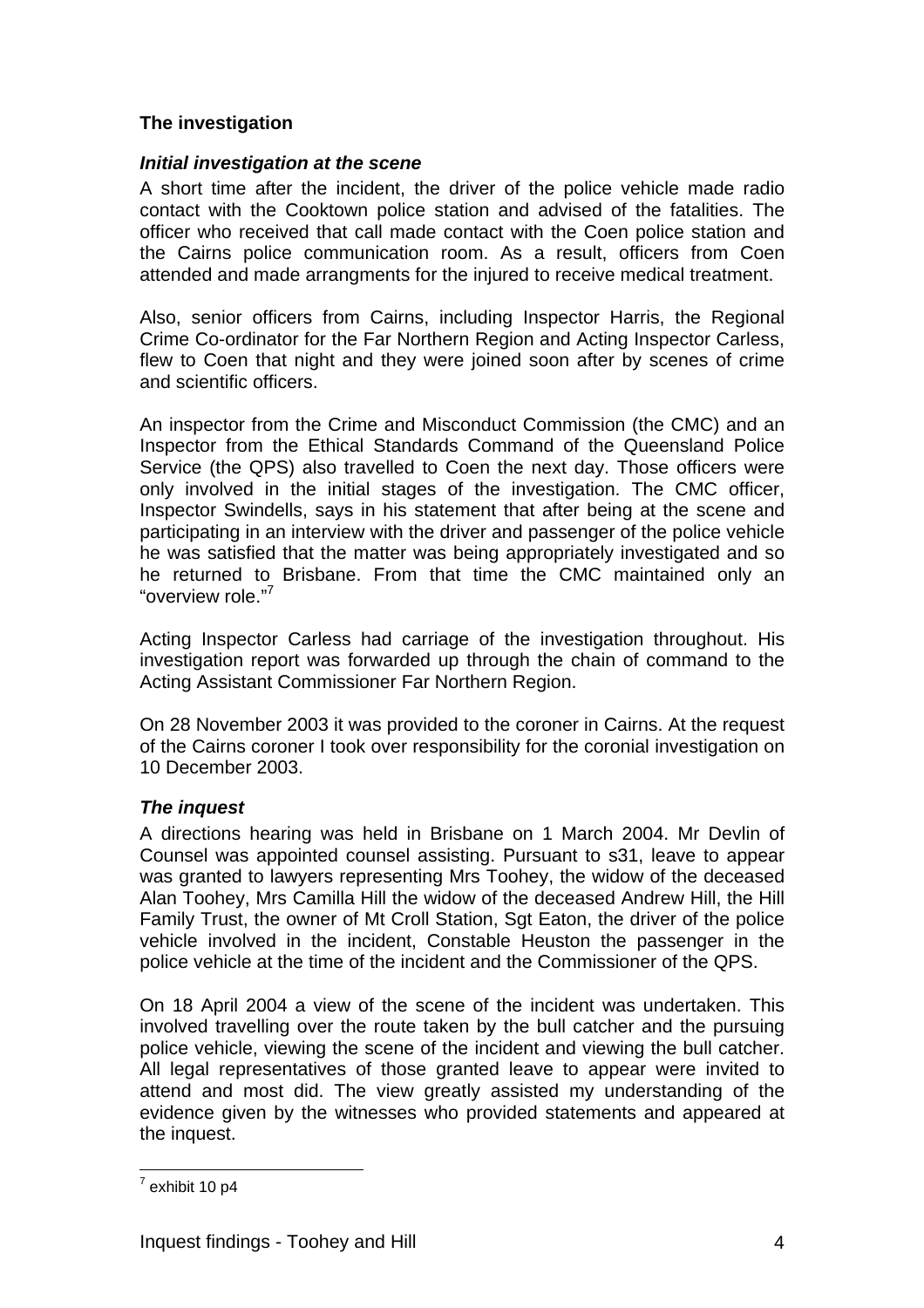## The investigation

### *Initial investigation at the scene*

A short time after the incident, the driver of the police vehicle made radio contact with the Cooktown police station and advised of the fatalities. The officer who received that call made contact with the Coen police station and the Cairns police communication room. As a result, officers from Coen attended and made arrangments for the injured to receive medical treatment.

Also, senior officers from Cairns, including Inspector Harris, the Regional Crime Co-ordinator for the Far Northern Region and Acting Inspector Carless, flew to Coen that night and they were joined soon after by scenes of crime and scientific officers.

An inspector from the Crime and Misconduct Commission (the CMC) and an Inspector from the Ethical Standards Command of the Queensland Police Service (the QPS) also travelled to Coen the next day. Those officers were only involved in the initial stages of the investigation. The CMC officer, Inspector Swindells, says in his statement that after being at the scene and participating in an interview with the driver and passenger of the police vehicle he was satisfied that the matter was being appropriately investigated and so he returned to Brisbane. From that time the CMC maintained only an "overview role."[7]

Acting Inspector Carless had carriage of the investigation throughout. His investigation report was forwarded up through the chain of command to the Acting Assistant Commissioner Far Northern Region.

On 28 November 2003 it was provided to the coroner in Cairns. At the request of the Cairns coroner I took over responsibility for the coronial investigation on 10 December 2003.

### *The inquest*

A directions hearing was held in Brisbane on 1 March 2004. Mr Devlin of Counsel was appointed counsel assisting. Pursuant to s31, leave to appear was granted to lawyers representing Mrs Toohey, the widow of the deceased Alan Toohey, Mrs Camilla Hill the widow of the deceased Andrew Hill, the Hill Family Trust, the owner of Mt Croll Station, Sgt Eaton, the driver of the police vehicle involved in the incident, Constable Heuston the passenger in the police vehicle at the time of the incident and the Commissioner of the QPS.

On 18 April 2004 a view of the scene of the incident was undertaken. This involved travelling over the route taken by the bull catcher and the pursuing police vehicle, viewing the scene of the incident and viewing the bull catcher. All legal representatives of those granted leave to appear were invited to attend and most did. The view greatly assisted my understanding of the evidence given by the witnesses who provided statements and appeared at the inquest.

---

[7] exhibit 10 p4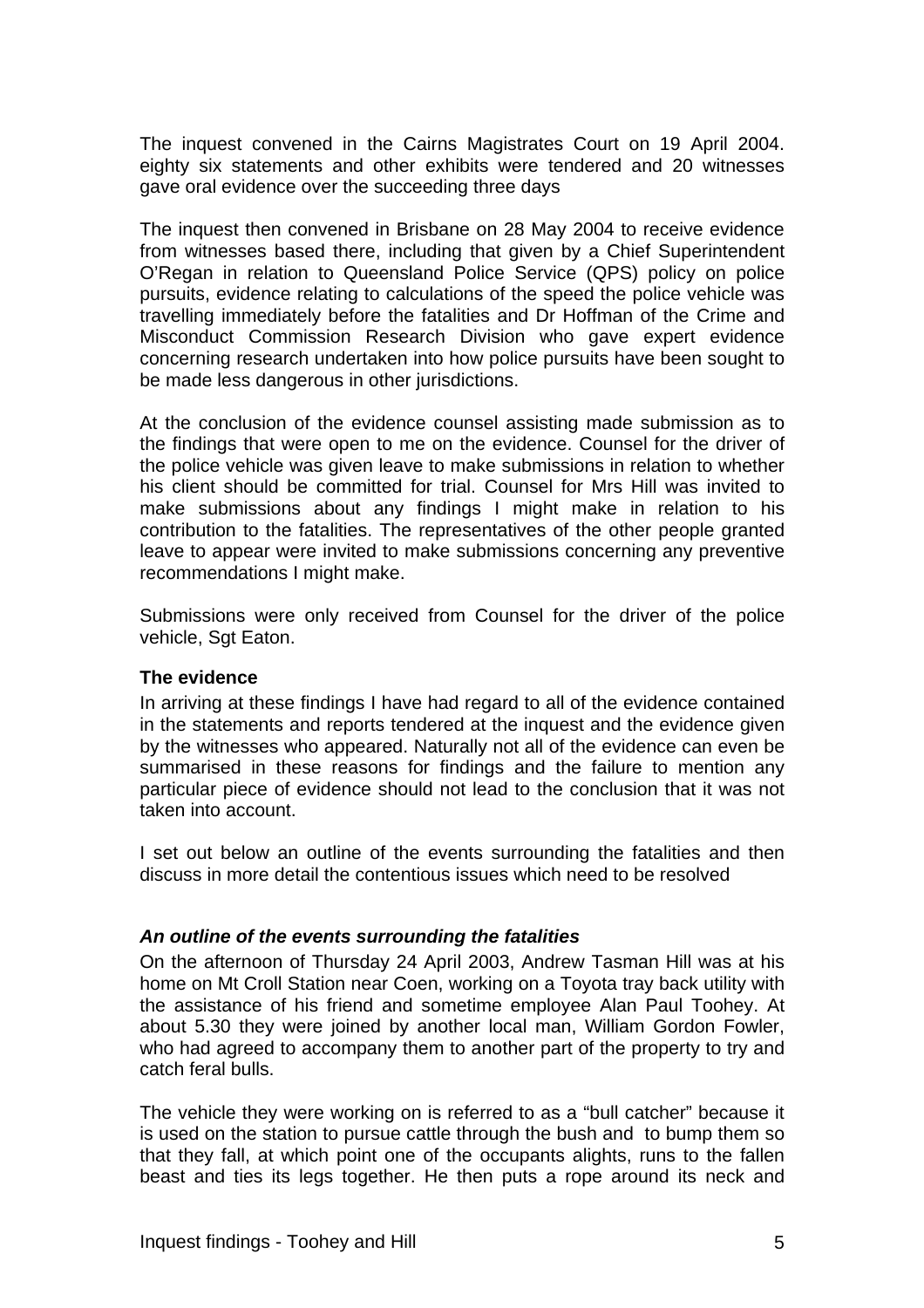The inquest convened in the Cairns Magistrates Court on 19 April 2004. eighty six statements and other exhibits were tendered and 20 witnesses gave oral evidence over the succeeding three days

The inquest then convened in Brisbane on 28 May 2004 to receive evidence from witnesses based there, including that given by a Chief Superintendent O'Regan in relation to Queensland Police Service (QPS) policy on police pursuits, evidence relating to calculations of the speed the police vehicle was travelling immediately before the fatalities and Dr Hoffman of the Crime and Misconduct Commission Research Division who gave expert evidence concerning research undertaken into how police pursuits have been sought to be made less dangerous in other jurisdictions.

At the conclusion of the evidence counsel assisting made submission as to the findings that were open to me on the evidence. Counsel for the driver of the police vehicle was given leave to make submissions in relation to whether his client should be committed for trial. Counsel for Mrs Hill was invited to make submissions about any findings I might make in relation to his contribution to the fatalities. The representatives of the other people granted leave to appear were invited to make submissions concerning any preventive recommendations I might make.

Submissions were only received from Counsel for the driver of the police vehicle, Sgt Eaton.

**The evidence**

In arriving at these findings I have had regard to all of the evidence contained in the statements and reports tendered at the inquest and the evidence given by the witnesses who appeared. Naturally not all of the evidence can even be summarised in these reasons for findings and the failure to mention any particular piece of evidence should not lead to the conclusion that it was not taken into account.

I set out below an outline of the events surrounding the fatalities and then discuss in more detail the contentious issues which need to be resolved

***An outline of the events surrounding the fatalities***

On the afternoon of Thursday 24 April 2003, Andrew Tasman Hill was at his home on Mt Croll Station near Coen, working on a Toyota tray back utility with the assistance of his friend and sometime employee Alan Paul Toohey. At about 5.30 they were joined by another local man, William Gordon Fowler, who had agreed to accompany them to another part of the property to try and catch feral bulls.

The vehicle they were working on is referred to as a "bull catcher" because it is used on the station to pursue cattle through the bush and to bump them so that they fall, at which point one of the occupants alights, runs to the fallen beast and ties its legs together. He then puts a rope around its neck and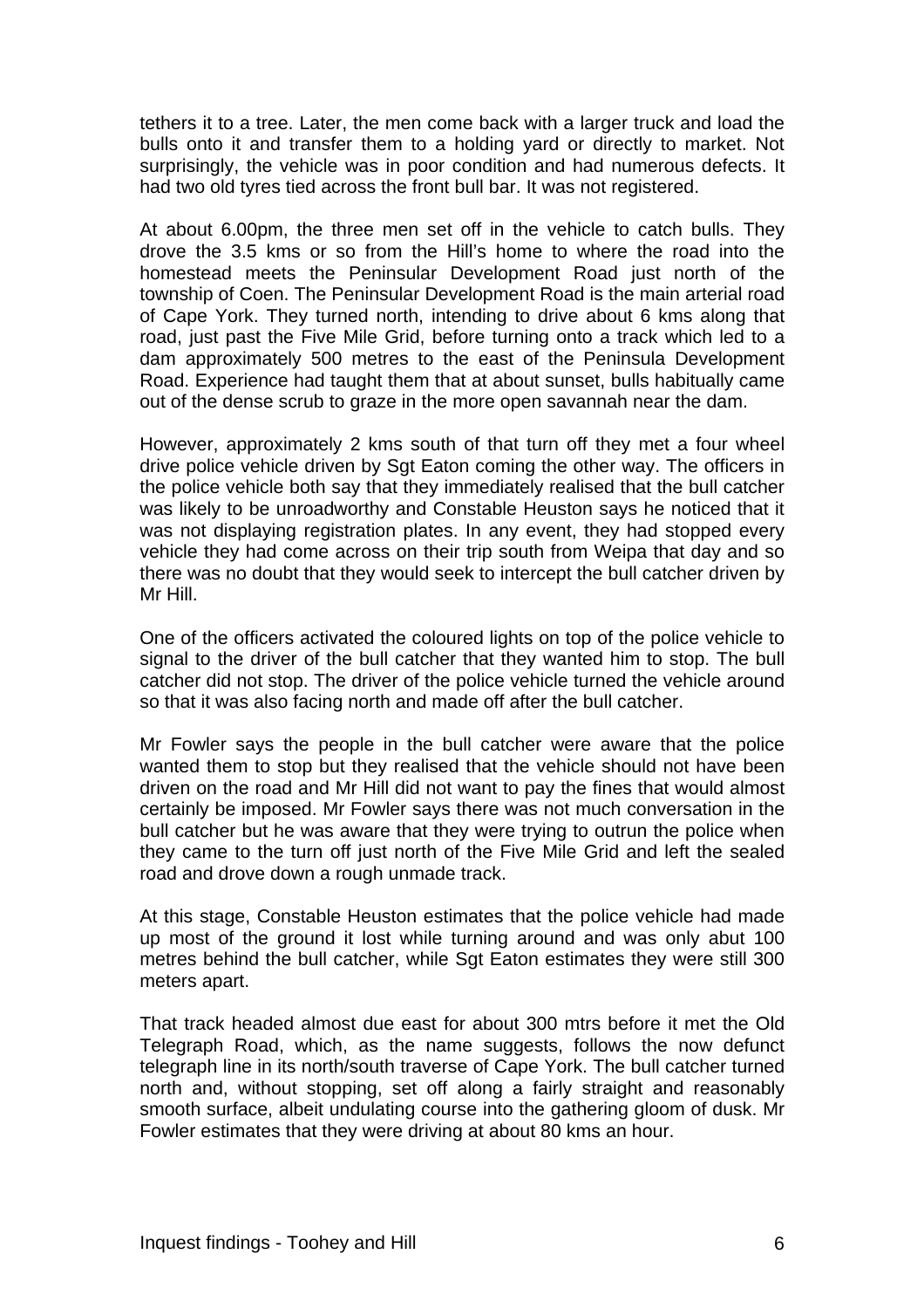tethers it to a tree. Later, the men come back with a larger truck and load the bulls onto it and transfer them to a holding yard or directly to market. Not surprisingly, the vehicle was in poor condition and had numerous defects. It had two old tyres tied across the front bull bar. It was not registered.

At about 6.00pm, the three men set off in the vehicle to catch bulls. They drove the 3.5 kms or so from the Hill's home to where the road into the homestead meets the Peninsular Development Road just north of the township of Coen. The Peninsular Development Road is the main arterial road of Cape York. They turned north, intending to drive about 6 kms along that road, just past the Five Mile Grid, before turning onto a track which led to a dam approximately 500 metres to the east of the Peninsula Development Road. Experience had taught them that at about sunset, bulls habitually came out of the dense scrub to graze in the more open savannah near the dam.

However, approximately 2 kms south of that turn off they met a four wheel drive police vehicle driven by Sgt Eaton coming the other way. The officers in the police vehicle both say that they immediately realised that the bull catcher was likely to be unroadworthy and Constable Heuston says he noticed that it was not displaying registration plates. In any event, they had stopped every vehicle they had come across on their trip south from Weipa that day and so there was no doubt that they would seek to intercept the bull catcher driven by Mr Hill.

One of the officers activated the coloured lights on top of the police vehicle to signal to the driver of the bull catcher that they wanted him to stop. The bull catcher did not stop. The driver of the police vehicle turned the vehicle around so that it was also facing north and made off after the bull catcher.

Mr Fowler says the people in the bull catcher were aware that the police wanted them to stop but they realised that the vehicle should not have been driven on the road and Mr Hill did not want to pay the fines that would almost certainly be imposed. Mr Fowler says there was not much conversation in the bull catcher but he was aware that they were trying to outrun the police when they came to the turn off just north of the Five Mile Grid and left the sealed road and drove down a rough unmade track.

At this stage, Constable Heuston estimates that the police vehicle had made up most of the ground it lost while turning around and was only abut 100 metres behind the bull catcher, while Sgt Eaton estimates they were still 300 meters apart.

That track headed almost due east for about 300 mtrs before it met the Old Telegraph Road, which, as the name suggests, follows the now defunct telegraph line in its north/south traverse of Cape York. The bull catcher turned north and, without stopping, set off along a fairly straight and reasonably smooth surface, albeit undulating course into the gathering gloom of dusk. Mr Fowler estimates that they were driving at about 80 kms an hour.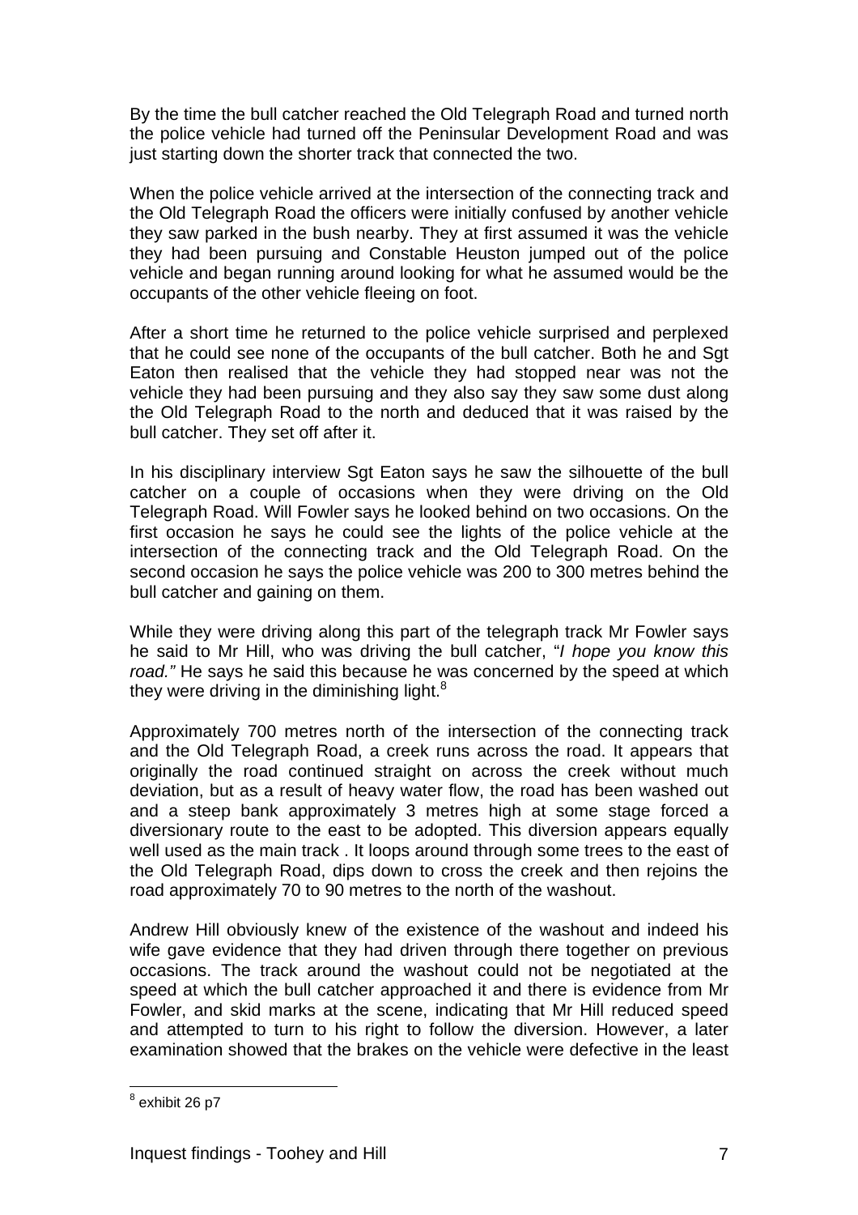By the time the bull catcher reached the Old Telegraph Road and turned north the police vehicle had turned off the Peninsular Development Road and was just starting down the shorter track that connected the two.

When the police vehicle arrived at the intersection of the connecting track and the Old Telegraph Road the officers were initially confused by another vehicle they saw parked in the bush nearby. They at first assumed it was the vehicle they had been pursuing and Constable Heuston jumped out of the police vehicle and began running around looking for what he assumed would be the occupants of the other vehicle fleeing on foot.

After a short time he returned to the police vehicle surprised and perplexed that he could see none of the occupants of the bull catcher. Both he and Sgt Eaton then realised that the vehicle they had stopped near was not the vehicle they had been pursuing and they also say they saw some dust along the Old Telegraph Road to the north and deduced that it was raised by the bull catcher. They set off after it.

In his disciplinary interview Sgt Eaton says he saw the silhouette of the bull catcher on a couple of occasions when they were driving on the Old Telegraph Road. Will Fowler says he looked behind on two occasions. On the first occasion he says he could see the lights of the police vehicle at the intersection of the connecting track and the Old Telegraph Road. On the second occasion he says the police vehicle was 200 to 300 metres behind the bull catcher and gaining on them.

While they were driving along this part of the telegraph track Mr Fowler says he said to Mr Hill, who was driving the bull catcher, "*I hope you know this road."* He says he said this because he was concerned by the speed at which they were driving in the diminishing light.[8]

Approximately 700 metres north of the intersection of the connecting track and the Old Telegraph Road, a creek runs across the road. It appears that originally the road continued straight on across the creek without much deviation, but as a result of heavy water flow, the road has been washed out and a steep bank approximately 3 metres high at some stage forced a diversionary route to the east to be adopted. This diversion appears equally well used as the main track . It loops around through some trees to the east of the Old Telegraph Road, dips down to cross the creek and then rejoins the road approximately 70 to 90 metres to the north of the washout.

Andrew Hill obviously knew of the existence of the washout and indeed his wife gave evidence that they had driven through there together on previous occasions. The track around the washout could not be negotiated at the speed at which the bull catcher approached it and there is evidence from Mr Fowler, and skid marks at the scene, indicating that Mr Hill reduced speed and attempted to turn to his right to follow the diversion. However, a later examination showed that the brakes on the vehicle were defective in the least

---

[8] exhibit 26 p7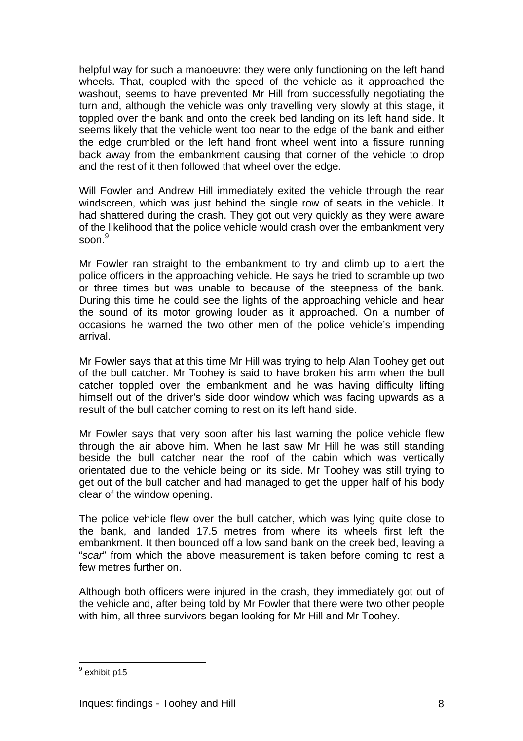helpful way for such a manoeuvre: they were only functioning on the left hand wheels. That, coupled with the speed of the vehicle as it approached the washout, seems to have prevented Mr Hill from successfully negotiating the turn and, although the vehicle was only travelling very slowly at this stage, it toppled over the bank and onto the creek bed landing on its left hand side. It seems likely that the vehicle went too near to the edge of the bank and either the edge crumbled or the left hand front wheel went into a fissure running back away from the embankment causing that corner of the vehicle to drop and the rest of it then followed that wheel over the edge.

Will Fowler and Andrew Hill immediately exited the vehicle through the rear windscreen, which was just behind the single row of seats in the vehicle. It had shattered during the crash. They got out very quickly as they were aware of the likelihood that the police vehicle would crash over the embankment very soon.[9]

Mr Fowler ran straight to the embankment to try and climb up to alert the police officers in the approaching vehicle. He says he tried to scramble up two or three times but was unable to because of the steepness of the bank. During this time he could see the lights of the approaching vehicle and hear the sound of its motor growing louder as it approached. On a number of occasions he warned the two other men of the police vehicle's impending arrival.

Mr Fowler says that at this time Mr Hill was trying to help Alan Toohey get out of the bull catcher. Mr Toohey is said to have broken his arm when the bull catcher toppled over the embankment and he was having difficulty lifting himself out of the driver's side door window which was facing upwards as a result of the bull catcher coming to rest on its left hand side.

Mr Fowler says that very soon after his last warning the police vehicle flew through the air above him. When he last saw Mr Hill he was still standing beside the bull catcher near the roof of the cabin which was vertically orientated due to the vehicle being on its side. Mr Toohey was still trying to get out of the bull catcher and had managed to get the upper half of his body clear of the window opening.

The police vehicle flew over the bull catcher, which was lying quite close to the bank, and landed 17.5 metres from where its wheels first left the embankment. It then bounced off a low sand bank on the creek bed, leaving a "*scar*" from which the above measurement is taken before coming to rest a few metres further on.

Although both officers were injured in the crash, they immediately got out of the vehicle and, after being told by Mr Fowler that there were two other people with him, all three survivors began looking for Mr Hill and Mr Toohey.

---

[9] exhibit p15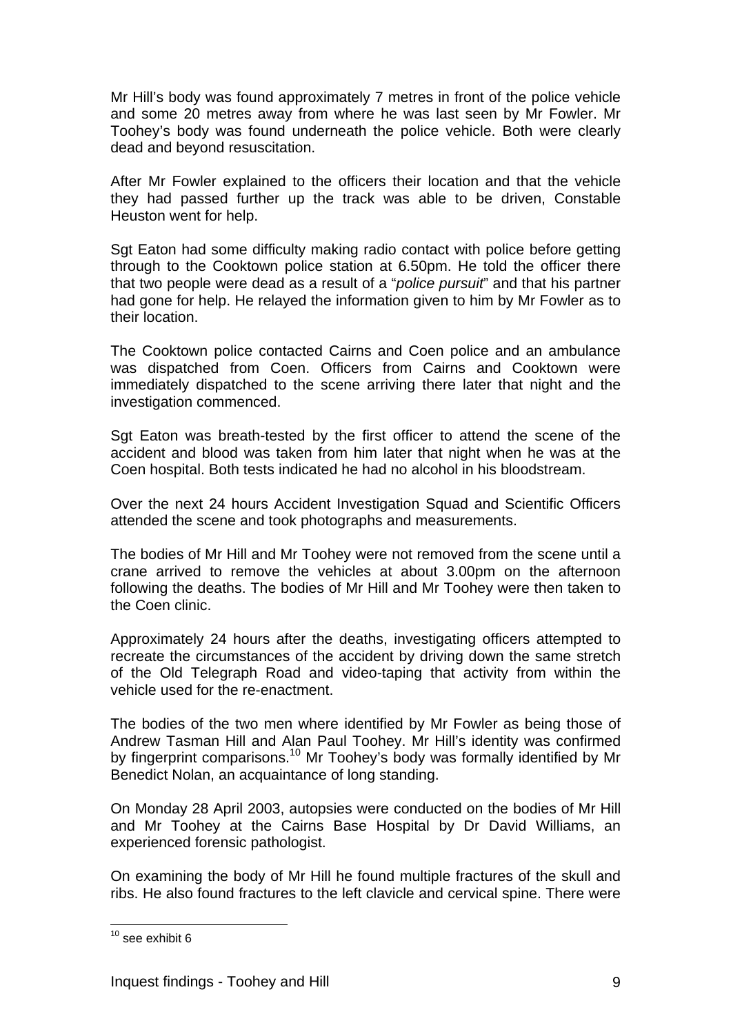Mr Hill's body was found approximately 7 metres in front of the police vehicle and some 20 metres away from where he was last seen by Mr Fowler. Mr Toohey's body was found underneath the police vehicle. Both were clearly dead and beyond resuscitation.

After Mr Fowler explained to the officers their location and that the vehicle they had passed further up the track was able to be driven, Constable Heuston went for help.

Sgt Eaton had some difficulty making radio contact with police before getting through to the Cooktown police station at 6.50pm. He told the officer there that two people were dead as a result of a "*police pursuit*" and that his partner had gone for help. He relayed the information given to him by Mr Fowler as to their location.

The Cooktown police contacted Cairns and Coen police and an ambulance was dispatched from Coen. Officers from Cairns and Cooktown were immediately dispatched to the scene arriving there later that night and the investigation commenced.

Sgt Eaton was breath-tested by the first officer to attend the scene of the accident and blood was taken from him later that night when he was at the Coen hospital. Both tests indicated he had no alcohol in his bloodstream.

Over the next 24 hours Accident Investigation Squad and Scientific Officers attended the scene and took photographs and measurements.

The bodies of Mr Hill and Mr Toohey were not removed from the scene until a crane arrived to remove the vehicles at about 3.00pm on the afternoon following the deaths. The bodies of Mr Hill and Mr Toohey were then taken to the Coen clinic.

Approximately 24 hours after the deaths, investigating officers attempted to recreate the circumstances of the accident by driving down the same stretch of the Old Telegraph Road and video-taping that activity from within the vehicle used for the re-enactment.

The bodies of the two men where identified by Mr Fowler as being those of Andrew Tasman Hill and Alan Paul Toohey. Mr Hill's identity was confirmed by fingerprint comparisons.[10] Mr Toohey's body was formally identified by Mr Benedict Nolan, an acquaintance of long standing.

On Monday 28 April 2003, autopsies were conducted on the bodies of Mr Hill and Mr Toohey at the Cairns Base Hospital by Dr David Williams, an experienced forensic pathologist.

On examining the body of Mr Hill he found multiple fractures of the skull and ribs. He also found fractures to the left clavicle and cervical spine. There were

---

[10] see exhibit 6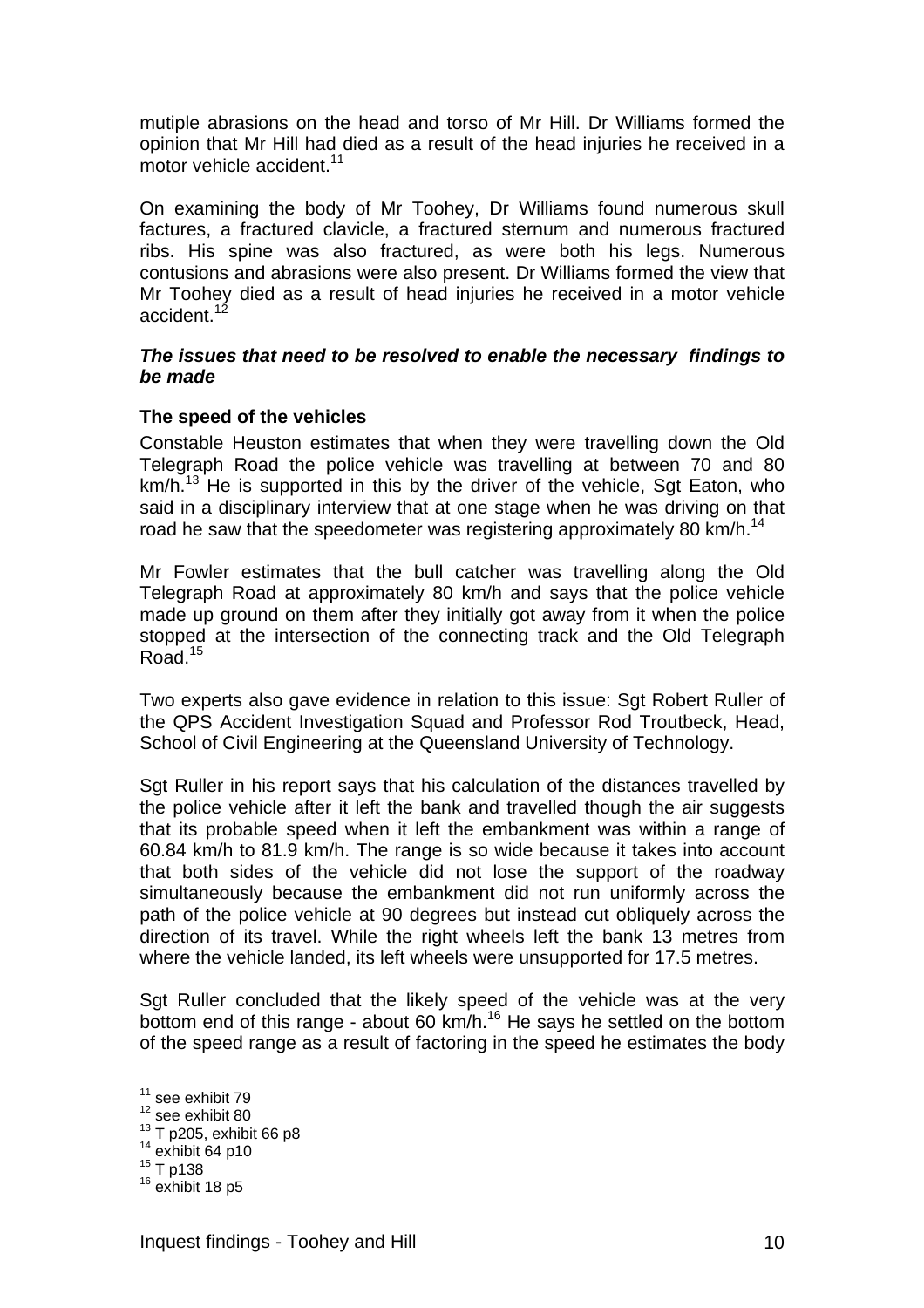mutiple abrasions on the head and torso of Mr Hill. Dr Williams formed the opinion that Mr Hill had died as a result of the head injuries he received in a motor vehicle accident.[11]

On examining the body of Mr Toohey, Dr Williams found numerous skull factures, a fractured clavicle, a fractured sternum and numerous fractured ribs. His spine was also fractured, as were both his legs. Numerous contusions and abrasions were also present. Dr Williams formed the view that Mr Toohey died as a result of head injuries he received in a motor vehicle accident.[12]

***The issues that need to be resolved to enable the necessary findings to be made***

**The speed of the vehicles**

Constable Heuston estimates that when they were travelling down the Old Telegraph Road the police vehicle was travelling at between 70 and 80 km/h.[13] He is supported in this by the driver of the vehicle, Sgt Eaton, who said in a disciplinary interview that at one stage when he was driving on that road he saw that the speedometer was registering approximately 80 km/h.[14]

Mr Fowler estimates that the bull catcher was travelling along the Old Telegraph Road at approximately 80 km/h and says that the police vehicle made up ground on them after they initially got away from it when the police stopped at the intersection of the connecting track and the Old Telegraph Road.[15]

Two experts also gave evidence in relation to this issue: Sgt Robert Ruller of the QPS Accident Investigation Squad and Professor Rod Troutbeck, Head, School of Civil Engineering at the Queensland University of Technology.

Sgt Ruller in his report says that his calculation of the distances travelled by the police vehicle after it left the bank and travelled though the air suggests that its probable speed when it left the embankment was within a range of 60.84 km/h to 81.9 km/h. The range is so wide because it takes into account that both sides of the vehicle did not lose the support of the roadway simultaneously because the embankment did not run uniformly across the path of the police vehicle at 90 degrees but instead cut obliquely across the direction of its travel. While the right wheels left the bank 13 metres from where the vehicle landed, its left wheels were unsupported for 17.5 metres.

Sgt Ruller concluded that the likely speed of the vehicle was at the very bottom end of this range - about 60 km/h.[16] He says he settled on the bottom of the speed range as a result of factoring in the speed he estimates the body

---

[11] see exhibit 79
[12] see exhibit 80
[13] T p205, exhibit 66 p8
[14] exhibit 64 p10
[15] T p138
[16] exhibit 18 p5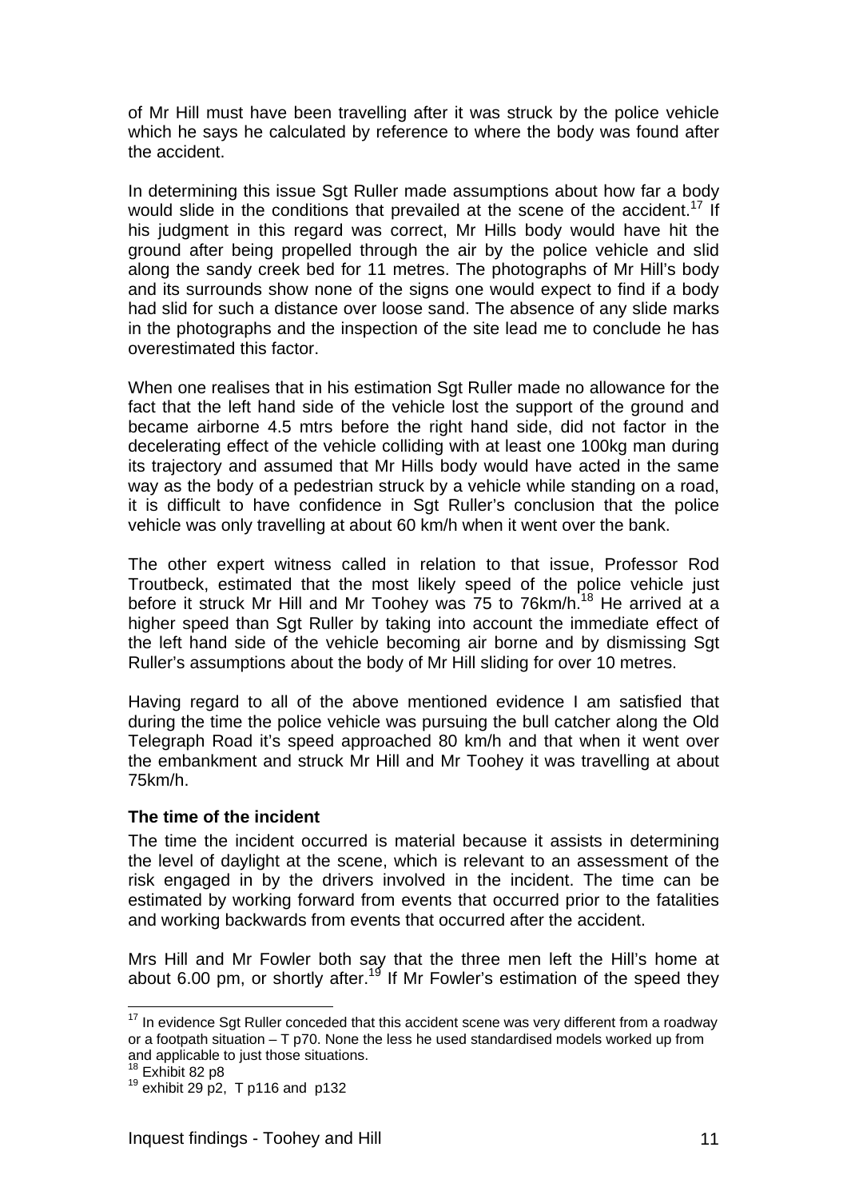of Mr Hill must have been travelling after it was struck by the police vehicle which he says he calculated by reference to where the body was found after the accident.

In determining this issue Sgt Ruller made assumptions about how far a body would slide in the conditions that prevailed at the scene of the accident.[17] If his judgment in this regard was correct, Mr Hills body would have hit the ground after being propelled through the air by the police vehicle and slid along the sandy creek bed for 11 metres. The photographs of Mr Hill's body and its surrounds show none of the signs one would expect to find if a body had slid for such a distance over loose sand. The absence of any slide marks in the photographs and the inspection of the site lead me to conclude he has overestimated this factor.

When one realises that in his estimation Sgt Ruller made no allowance for the fact that the left hand side of the vehicle lost the support of the ground and became airborne 4.5 mtrs before the right hand side, did not factor in the decelerating effect of the vehicle colliding with at least one 100kg man during its trajectory and assumed that Mr Hills body would have acted in the same way as the body of a pedestrian struck by a vehicle while standing on a road, it is difficult to have confidence in Sgt Ruller's conclusion that the police vehicle was only travelling at about 60 km/h when it went over the bank.

The other expert witness called in relation to that issue, Professor Rod Troutbeck, estimated that the most likely speed of the police vehicle just before it struck Mr Hill and Mr Toohey was 75 to 76km/h.[18] He arrived at a higher speed than Sgt Ruller by taking into account the immediate effect of the left hand side of the vehicle becoming air borne and by dismissing Sgt Ruller's assumptions about the body of Mr Hill sliding for over 10 metres.

Having regard to all of the above mentioned evidence I am satisfied that during the time the police vehicle was pursuing the bull catcher along the Old Telegraph Road it's speed approached 80 km/h and that when it went over the embankment and struck Mr Hill and Mr Toohey it was travelling at about 75km/h.

**The time of the incident**

The time the incident occurred is material because it assists in determining the level of daylight at the scene, which is relevant to an assessment of the risk engaged in by the drivers involved in the incident. The time can be estimated by working forward from events that occurred prior to the fatalities and working backwards from events that occurred after the accident.

Mrs Hill and Mr Fowler both say that the three men left the Hill's home at about 6.00 pm, or shortly after.[19] If Mr Fowler's estimation of the speed they

---

[17] In evidence Sgt Ruller conceded that this accident scene was very different from a roadway or a footpath situation – T p70. None the less he used standardised models worked up from and applicable to just those situations.

[18] Exhibit 82 p8

[19] exhibit 29 p2, T p116 and p132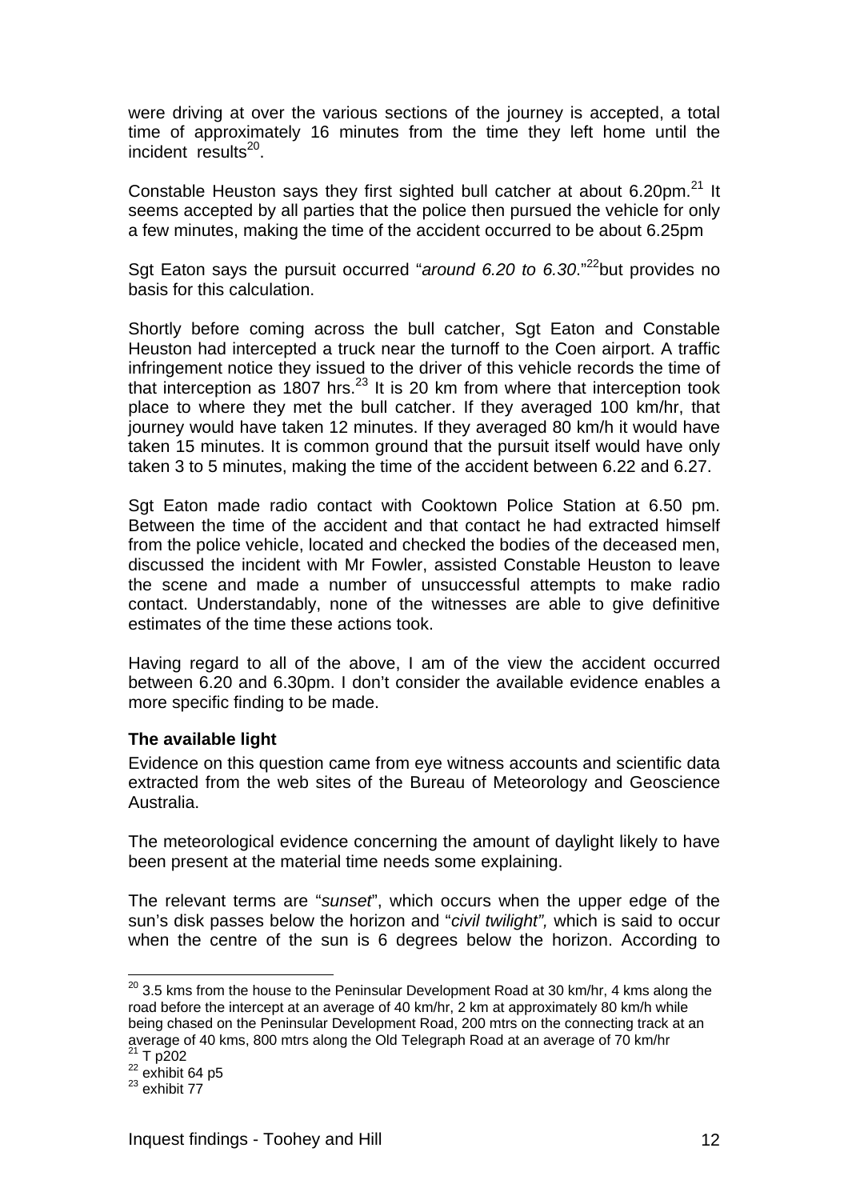were driving at over the various sections of the journey is accepted, a total time of approximately 16 minutes from the time they left home until the incident results[20].

Constable Heuston says they first sighted bull catcher at about 6.20pm.[21] It seems accepted by all parties that the police then pursued the vehicle for only a few minutes, making the time of the accident occurred to be about 6.25pm

Sgt Eaton says the pursuit occurred "*around 6.20 to 6.30*."[22]but provides no basis for this calculation.

Shortly before coming across the bull catcher, Sgt Eaton and Constable Heuston had intercepted a truck near the turnoff to the Coen airport. A traffic infringement notice they issued to the driver of this vehicle records the time of that interception as 1807 hrs.[23] It is 20 km from where that interception took place to where they met the bull catcher. If they averaged 100 km/hr, that journey would have taken 12 minutes. If they averaged 80 km/h it would have taken 15 minutes. It is common ground that the pursuit itself would have only taken 3 to 5 minutes, making the time of the accident between 6.22 and 6.27.

Sgt Eaton made radio contact with Cooktown Police Station at 6.50 pm. Between the time of the accident and that contact he had extracted himself from the police vehicle, located and checked the bodies of the deceased men, discussed the incident with Mr Fowler, assisted Constable Heuston to leave the scene and made a number of unsuccessful attempts to make radio contact. Understandably, none of the witnesses are able to give definitive estimates of the time these actions took.

Having regard to all of the above, I am of the view the accident occurred between 6.20 and 6.30pm. I don't consider the available evidence enables a more specific finding to be made.

**The available light**

Evidence on this question came from eye witness accounts and scientific data extracted from the web sites of the Bureau of Meteorology and Geoscience Australia.

The meteorological evidence concerning the amount of daylight likely to have been present at the material time needs some explaining.

The relevant terms are "*sunset*", which occurs when the upper edge of the sun's disk passes below the horizon and "*civil twilight",* which is said to occur when the centre of the sun is 6 degrees below the horizon. According to

---

[20] 3.5 kms from the house to the Peninsular Development Road at 30 km/hr, 4 kms along the road before the intercept at an average of 40 km/hr, 2 km at approximately 80 km/h while being chased on the Peninsular Development Road, 200 mtrs on the connecting track at an average of 40 kms, 800 mtrs along the Old Telegraph Road at an average of 70 km/hr

[21] T p202

[22] exhibit 64 p5

[23] exhibit 77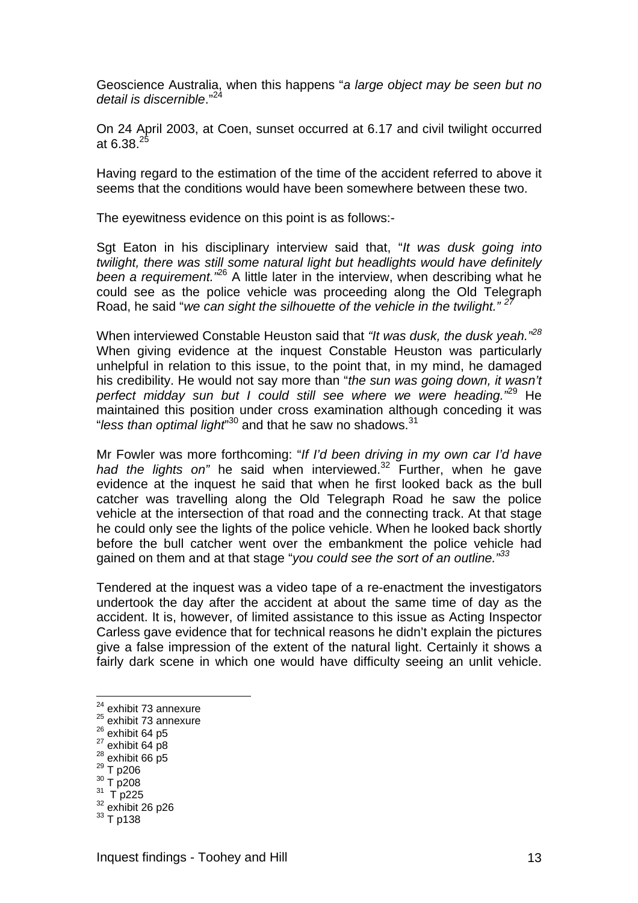Geoscience Australia, when this happens "*a large object may be seen but no detail is discernible*."[24]

On 24 April 2003, at Coen, sunset occurred at 6.17 and civil twilight occurred at 6.38.[25]

Having regard to the estimation of the time of the accident referred to above it seems that the conditions would have been somewhere between these two.

The eyewitness evidence on this point is as follows:-

Sgt Eaton in his disciplinary interview said that, "*It was dusk going into twilight, there was still some natural light but headlights would have definitely been a requirement.*"[26] A little later in the interview, when describing what he could see as the police vehicle was proceeding along the Old Telegraph Road, he said "*we can sight the silhouette of the vehicle in the twilight.*"[27]

When interviewed Constable Heuston said that *"It was dusk, the dusk yeah."*[28] When giving evidence at the inquest Constable Heuston was particularly unhelpful in relation to this issue, to the point that, in my mind, he damaged his credibility. He would not say more than "*the sun was going down, it wasn't perfect midday sun but I could still see where we were heading.*"[29] He maintained this position under cross examination although conceding it was "*less than optimal light*"[30] and that he saw no shadows.[31]

Mr Fowler was more forthcoming: "*If I'd been driving in my own car I'd have had the lights on*" he said when interviewed.[32] Further, when he gave evidence at the inquest he said that when he first looked back as the bull catcher was travelling along the Old Telegraph Road he saw the police vehicle at the intersection of that road and the connecting track. At that stage he could only see the lights of the police vehicle. When he looked back shortly before the bull catcher went over the embankment the police vehicle had gained on them and at that stage "*you could see the sort of an outline.*"[33]

Tendered at the inquest was a video tape of a re-enactment the investigators undertook the day after the accident at about the same time of day as the accident. It is, however, of limited assistance to this issue as Acting Inspector Carless gave evidence that for technical reasons he didn't explain the pictures give a false impression of the extent of the natural light. Certainly it shows a fairly dark scene in which one would have difficulty seeing an unlit vehicle.

---

[24] exhibit 73 annexure
[25] exhibit 73 annexure
[26] exhibit 64 p5
[27] exhibit 64 p8
[28] exhibit 66 p5
[29] T p206
[30] T p208
[31] T p225
[32] exhibit 26 p26
[33] T p138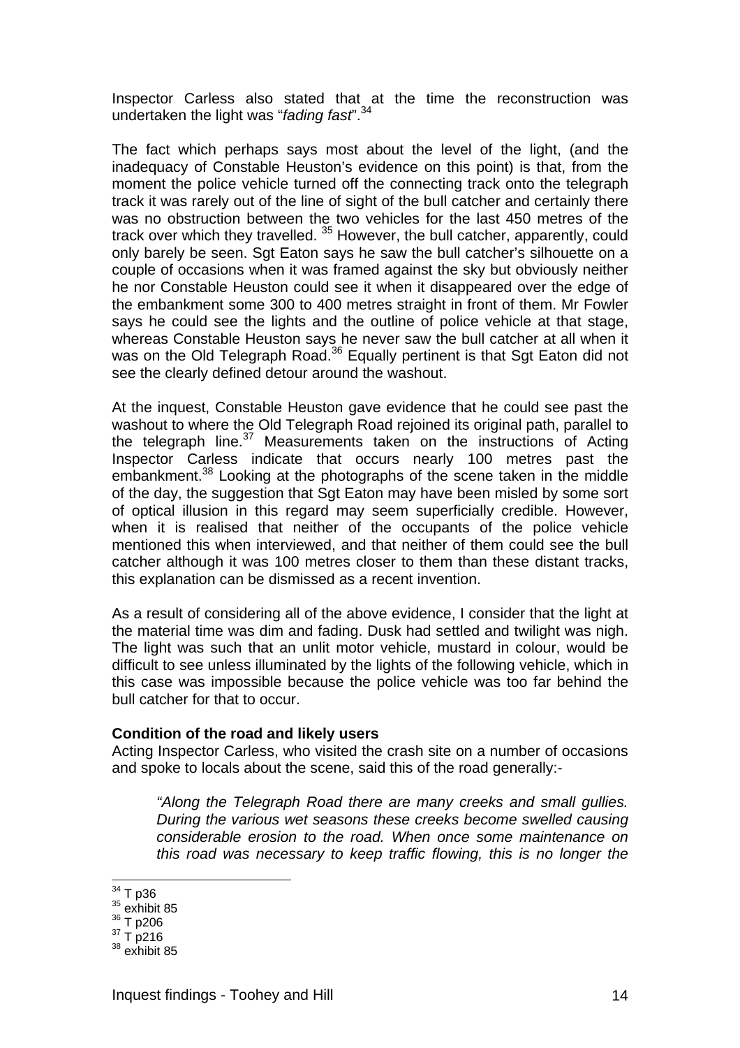Inspector Carless also stated that at the time the reconstruction was undertaken the light was "*fading fast*".[34]

The fact which perhaps says most about the level of the light, (and the inadequacy of Constable Heuston's evidence on this point) is that, from the moment the police vehicle turned off the connecting track onto the telegraph track it was rarely out of the line of sight of the bull catcher and certainly there was no obstruction between the two vehicles for the last 450 metres of the track over which they travelled. [35] However, the bull catcher, apparently, could only barely be seen. Sgt Eaton says he saw the bull catcher's silhouette on a couple of occasions when it was framed against the sky but obviously neither he nor Constable Heuston could see it when it disappeared over the edge of the embankment some 300 to 400 metres straight in front of them. Mr Fowler says he could see the lights and the outline of police vehicle at that stage, whereas Constable Heuston says he never saw the bull catcher at all when it was on the Old Telegraph Road.[36] Equally pertinent is that Sgt Eaton did not see the clearly defined detour around the washout.

At the inquest, Constable Heuston gave evidence that he could see past the washout to where the Old Telegraph Road rejoined its original path, parallel to the telegraph line.[37] Measurements taken on the instructions of Acting Inspector Carless indicate that occurs nearly 100 metres past the embankment.[38] Looking at the photographs of the scene taken in the middle of the day, the suggestion that Sgt Eaton may have been misled by some sort of optical illusion in this regard may seem superficially credible. However, when it is realised that neither of the occupants of the police vehicle mentioned this when interviewed, and that neither of them could see the bull catcher although it was 100 metres closer to them than these distant tracks, this explanation can be dismissed as a recent invention.

As a result of considering all of the above evidence, I consider that the light at the material time was dim and fading. Dusk had settled and twilight was nigh. The light was such that an unlit motor vehicle, mustard in colour, would be difficult to see unless illuminated by the lights of the following vehicle, which in this case was impossible because the police vehicle was too far behind the bull catcher for that to occur.

**Condition of the road and likely users**

Acting Inspector Carless, who visited the crash site on a number of occasions and spoke to locals about the scene, said this of the road generally:-

> *"Along the Telegraph Road there are many creeks and small gullies. During the various wet seasons these creeks become swelled causing considerable erosion to the road. When once some maintenance on this road was necessary to keep traffic flowing, this is no longer the*

---

[34] T p36
[35] exhibit 85
[36] T p206
[37] T p216
[38] exhibit 85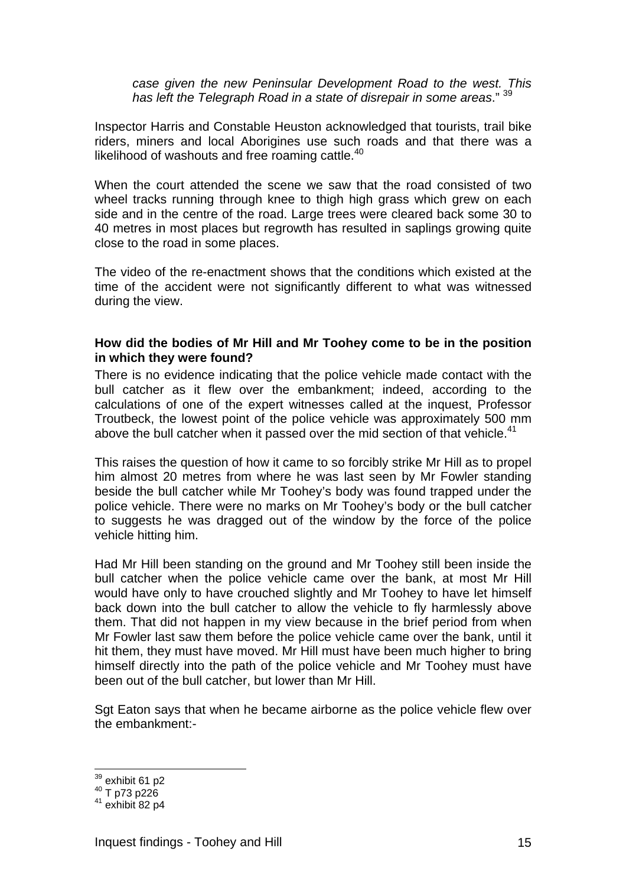*case given the new Peninsular Development Road to the west. This has left the Telegraph Road in a state of disrepair in some areas*." [39]

Inspector Harris and Constable Heuston acknowledged that tourists, trail bike riders, miners and local Aborigines use such roads and that there was a likelihood of washouts and free roaming cattle.[40]

When the court attended the scene we saw that the road consisted of two wheel tracks running through knee to thigh high grass which grew on each side and in the centre of the road. Large trees were cleared back some 30 to 40 metres in most places but regrowth has resulted in saplings growing quite close to the road in some places.

The video of the re-enactment shows that the conditions which existed at the time of the accident were not significantly different to what was witnessed during the view.

**How did the bodies of Mr Hill and Mr Toohey come to be in the position in which they were found?**

There is no evidence indicating that the police vehicle made contact with the bull catcher as it flew over the embankment; indeed, according to the calculations of one of the expert witnesses called at the inquest, Professor Troutbeck, the lowest point of the police vehicle was approximately 500 mm above the bull catcher when it passed over the mid section of that vehicle.[41]

This raises the question of how it came to so forcibly strike Mr Hill as to propel him almost 20 metres from where he was last seen by Mr Fowler standing beside the bull catcher while Mr Toohey's body was found trapped under the police vehicle. There were no marks on Mr Toohey's body or the bull catcher to suggests he was dragged out of the window by the force of the police vehicle hitting him.

Had Mr Hill been standing on the ground and Mr Toohey still been inside the bull catcher when the police vehicle came over the bank, at most Mr Hill would have only to have crouched slightly and Mr Toohey to have let himself back down into the bull catcher to allow the vehicle to fly harmlessly above them. That did not happen in my view because in the brief period from when Mr Fowler last saw them before the police vehicle came over the bank, until it hit them, they must have moved. Mr Hill must have been much higher to bring himself directly into the path of the police vehicle and Mr Toohey must have been out of the bull catcher, but lower than Mr Hill.

Sgt Eaton says that when he became airborne as the police vehicle flew over the embankment:-

[39] exhibit 61 p2
[40] T p73 p226
[41] exhibit 82 p4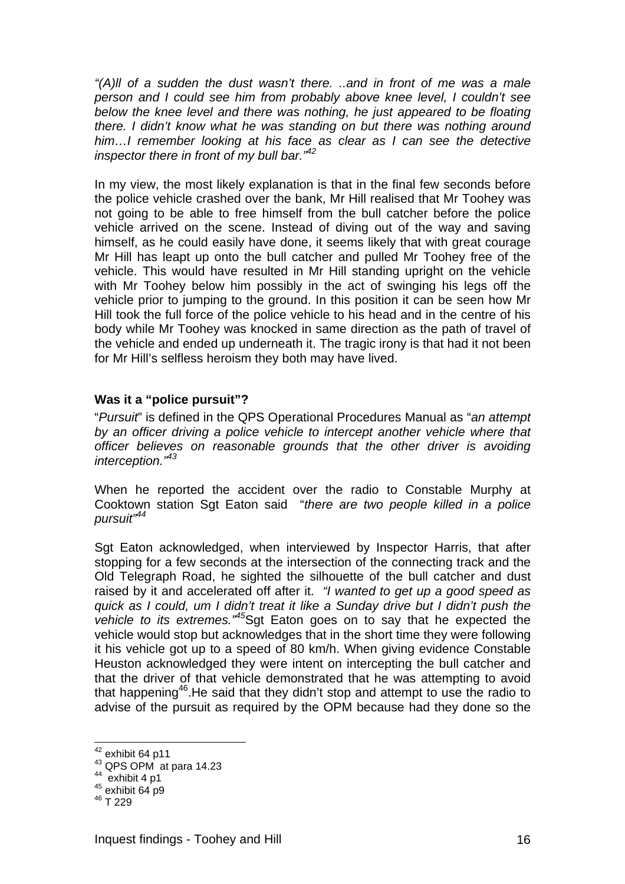*"(A)ll of a sudden the dust wasn't there. ..and in front of me was a male person and I could see him from probably above knee level, I couldn't see below the knee level and there was nothing, he just appeared to be floating there. I didn't know what he was standing on but there was nothing around him…I remember looking at his face as clear as I can see the detective inspector there in front of my bull bar."*[42]

In my view, the most likely explanation is that in the final few seconds before the police vehicle crashed over the bank, Mr Hill realised that Mr Toohey was not going to be able to free himself from the bull catcher before the police vehicle arrived on the scene. Instead of diving out of the way and saving himself, as he could easily have done, it seems likely that with great courage Mr Hill has leapt up onto the bull catcher and pulled Mr Toohey free of the vehicle. This would have resulted in Mr Hill standing upright on the vehicle with Mr Toohey below him possibly in the act of swinging his legs off the vehicle prior to jumping to the ground. In this position it can be seen how Mr Hill took the full force of the police vehicle to his head and in the centre of his body while Mr Toohey was knocked in same direction as the path of travel of the vehicle and ended up underneath it. The tragic irony is that had it not been for Mr Hill's selfless heroism they both may have lived.

**Was it a "police pursuit"?**

"*Pursuit*" is defined in the QPS Operational Procedures Manual as "*an attempt by an officer driving a police vehicle to intercept another vehicle where that officer believes on reasonable grounds that the other driver is avoiding interception."*[43]

When he reported the accident over the radio to Constable Murphy at Cooktown station Sgt Eaton said "*there are two people killed in a police pursuit*"[44]

Sgt Eaton acknowledged, when interviewed by Inspector Harris, that after stopping for a few seconds at the intersection of the connecting track and the Old Telegraph Road, he sighted the silhouette of the bull catcher and dust raised by it and accelerated off after it. *"I wanted to get up a good speed as quick as I could, um I didn't treat it like a Sunday drive but I didn't push the vehicle to its extremes."*[45]Sgt Eaton goes on to say that he expected the vehicle would stop but acknowledges that in the short time they were following it his vehicle got up to a speed of 80 km/h. When giving evidence Constable Heuston acknowledged they were intent on intercepting the bull catcher and that the driver of that vehicle demonstrated that he was attempting to avoid that happening[46].He said that they didn't stop and attempt to use the radio to advise of the pursuit as required by the OPM because had they done so the

---

[42] exhibit 64 p11
[43] QPS OPM at para 14.23
[44] exhibit 4 p1
[45] exhibit 64 p9
[46] T 229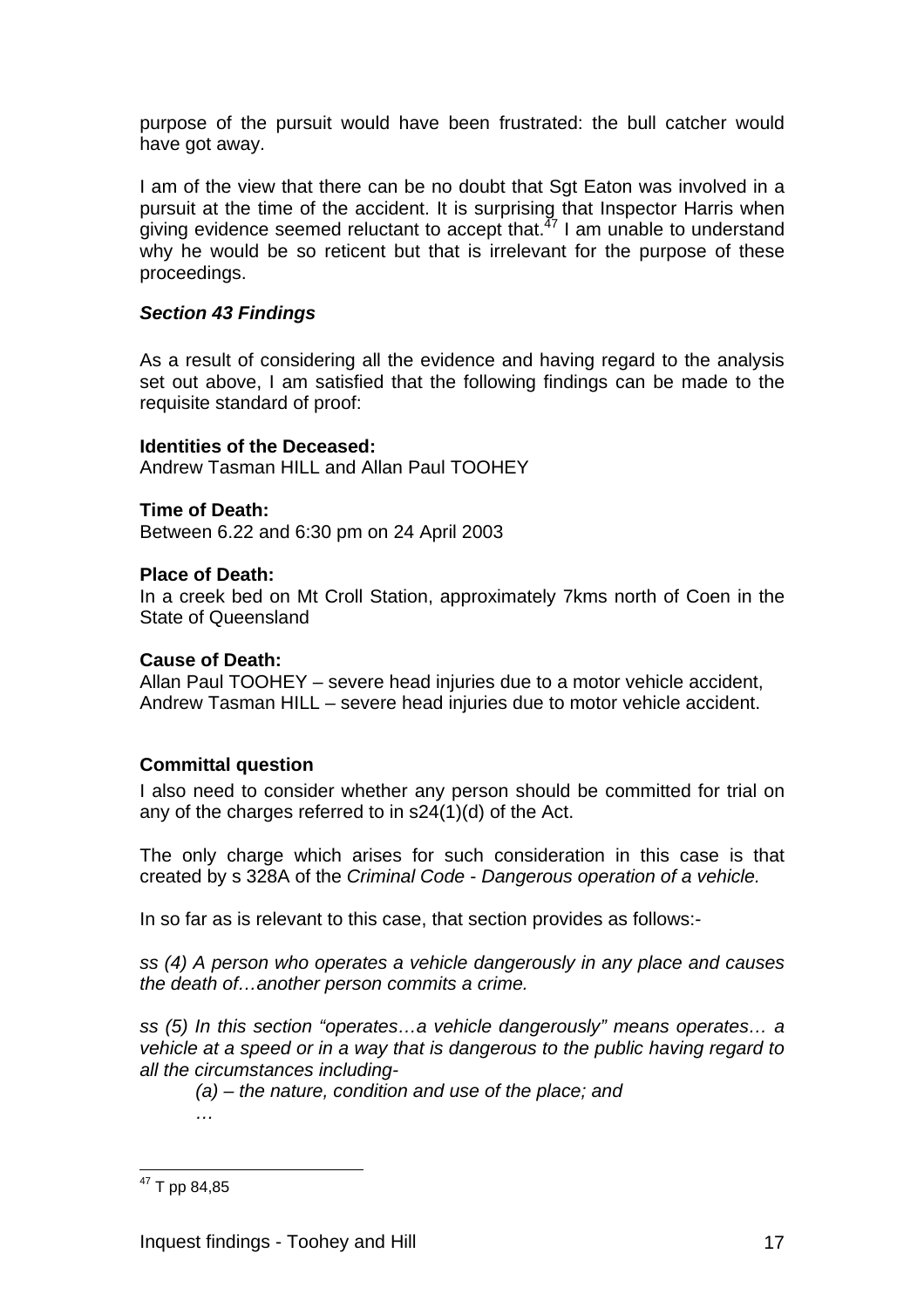purpose of the pursuit would have been frustrated: the bull catcher would have got away.

I am of the view that there can be no doubt that Sgt Eaton was involved in a pursuit at the time of the accident. It is surprising that Inspector Harris when giving evidence seemed reluctant to accept that.[47] I am unable to understand why he would be so reticent but that is irrelevant for the purpose of these proceedings.

***Section 43 Findings***

As a result of considering all the evidence and having regard to the analysis set out above, I am satisfied that the following findings can be made to the requisite standard of proof:

**Identities of the Deceased:**
Andrew Tasman HILL and Allan Paul TOOHEY

**Time of Death:**
Between 6.22 and 6:30 pm on 24 April 2003

**Place of Death:**
In a creek bed on Mt Croll Station, approximately 7kms north of Coen in the State of Queensland

**Cause of Death:**
Allan Paul TOOHEY – severe head injuries due to a motor vehicle accident,
Andrew Tasman HILL – severe head injuries due to motor vehicle accident.

**Committal question**

I also need to consider whether any person should be committed for trial on any of the charges referred to in s24(1)(d) of the Act.

The only charge which arises for such consideration in this case is that created by s 328A of the *Criminal Code - Dangerous operation of a vehicle.*

In so far as is relevant to this case, that section provides as follows:-

*ss (4) A person who operates a vehicle dangerously in any place and causes the death of…another person commits a crime.*

*ss (5) In this section "operates…a vehicle dangerously" means operates… a vehicle at a speed or in a way that is dangerous to the public having regard to all the circumstances including-*

> *(a) – the nature, condition and use of the place; and*
>
> *…*

---

[47] T pp 84,85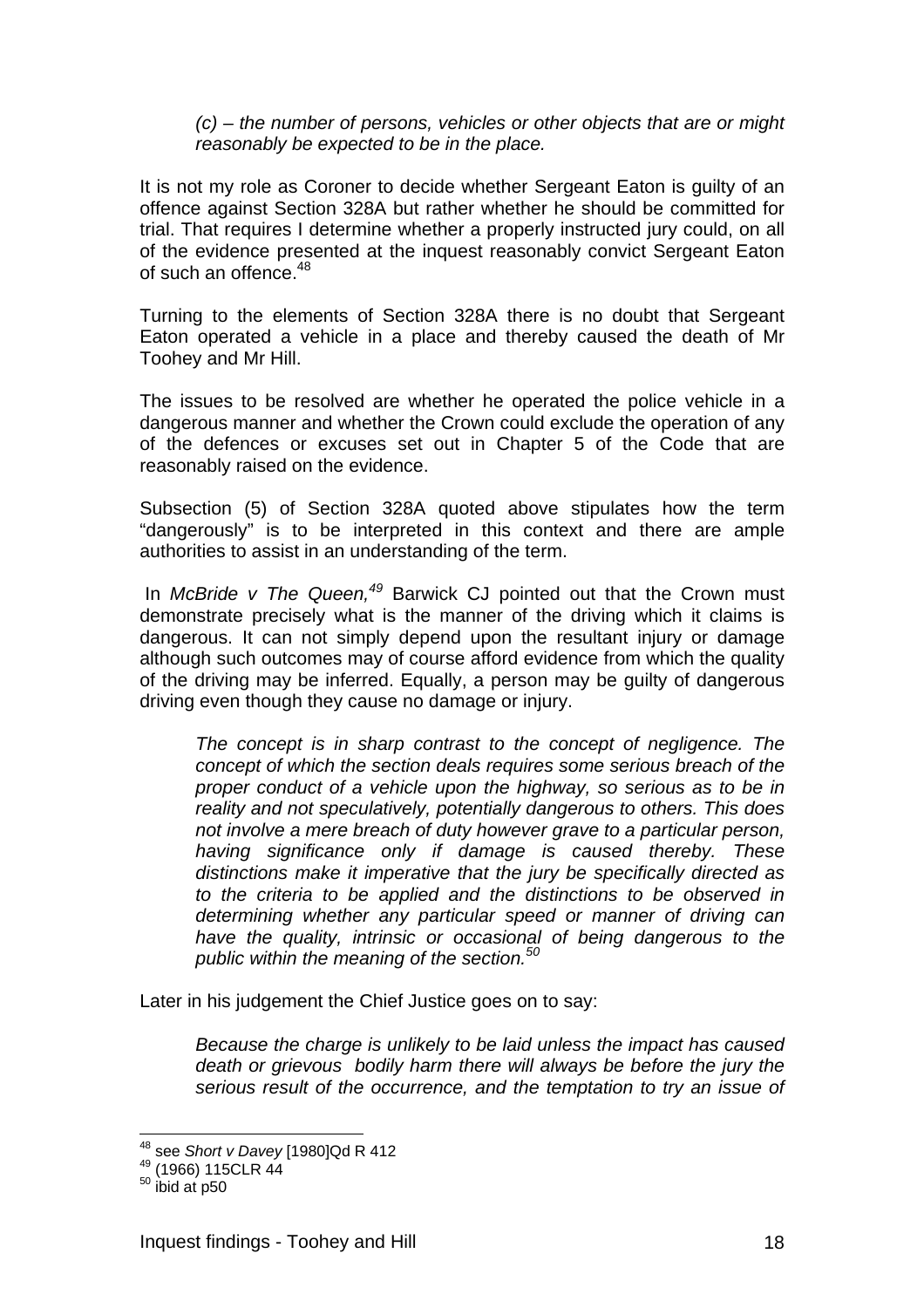> *(c) – the number of persons, vehicles or other objects that are or might reasonably be expected to be in the place.*

It is not my role as Coroner to decide whether Sergeant Eaton is guilty of an offence against Section 328A but rather whether he should be committed for trial. That requires I determine whether a properly instructed jury could, on all of the evidence presented at the inquest reasonably convict Sergeant Eaton of such an offence.[48]

Turning to the elements of Section 328A there is no doubt that Sergeant Eaton operated a vehicle in a place and thereby caused the death of Mr Toohey and Mr Hill.

The issues to be resolved are whether he operated the police vehicle in a dangerous manner and whether the Crown could exclude the operation of any of the defences or excuses set out in Chapter 5 of the Code that are reasonably raised on the evidence.

Subsection (5) of Section 328A quoted above stipulates how the term "dangerously" is to be interpreted in this context and there are ample authorities to assist in an understanding of the term.

In *McBride v The Queen,*[49] Barwick CJ pointed out that the Crown must demonstrate precisely what is the manner of the driving which it claims is dangerous. It can not simply depend upon the resultant injury or damage although such outcomes may of course afford evidence from which the quality of the driving may be inferred. Equally, a person may be guilty of dangerous driving even though they cause no damage or injury.

> *The concept is in sharp contrast to the concept of negligence. The concept of which the section deals requires some serious breach of the proper conduct of a vehicle upon the highway, so serious as to be in reality and not speculatively, potentially dangerous to others. This does not involve a mere breach of duty however grave to a particular person, having significance only if damage is caused thereby. These distinctions make it imperative that the jury be specifically directed as to the criteria to be applied and the distinctions to be observed in determining whether any particular speed or manner of driving can have the quality, intrinsic or occasional of being dangerous to the public within the meaning of the section.*[50]

Later in his judgement the Chief Justice goes on to say:

> *Because the charge is unlikely to be laid unless the impact has caused death or grievous bodily harm there will always be before the jury the serious result of the occurrence, and the temptation to try an issue of*

---

[48] see *Short v Davey* [1980]Qd R 412

[49] (1966) 115CLR 44

[50] ibid at p50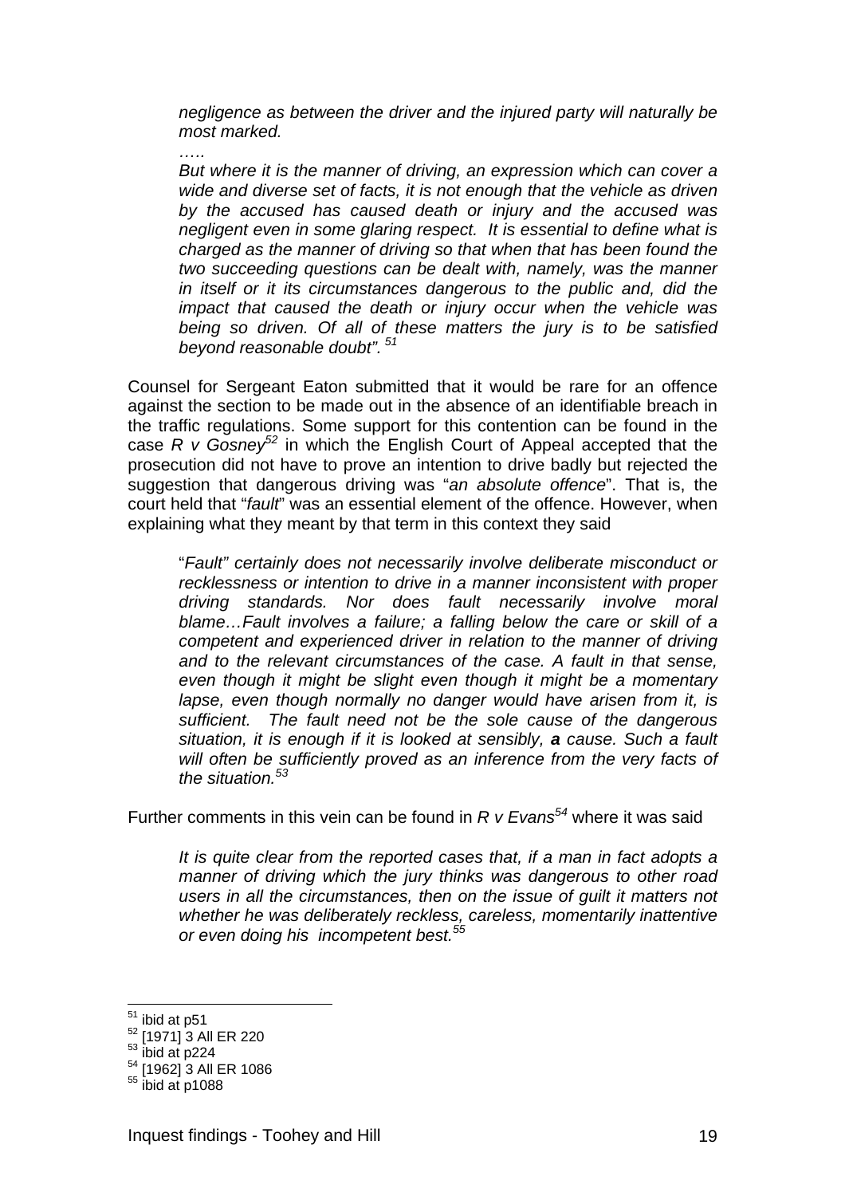> *negligence as between the driver and the injured party will naturally be most marked.*
>
> *…..*
>
> *But where it is the manner of driving, an expression which can cover a wide and diverse set of facts, it is not enough that the vehicle as driven by the accused has caused death or injury and the accused was negligent even in some glaring respect. It is essential to define what is charged as the manner of driving so that when that has been found the two succeeding questions can be dealt with, namely, was the manner in itself or it its circumstances dangerous to the public and, did the impact that caused the death or injury occur when the vehicle was being so driven. Of all of these matters the jury is to be satisfied beyond reasonable doubt".* [51]

Counsel for Sergeant Eaton submitted that it would be rare for an offence against the section to be made out in the absence of an identifiable breach in the traffic regulations. Some support for this contention can be found in the case *R v Gosney*[52] in which the English Court of Appeal accepted that the prosecution did not have to prove an intention to drive badly but rejected the suggestion that dangerous driving was "*an absolute offence*". That is, the court held that "*fault*" was an essential element of the offence. However, when explaining what they meant by that term in this context they said

> "*Fault" certainly does not necessarily involve deliberate misconduct or recklessness or intention to drive in a manner inconsistent with proper driving standards. Nor does fault necessarily involve moral blame…Fault involves a failure; a falling below the care or skill of a competent and experienced driver in relation to the manner of driving and to the relevant circumstances of the case. A fault in that sense, even though it might be slight even though it might be a momentary lapse, even though normally no danger would have arisen from it, is sufficient. The fault need not be the sole cause of the dangerous situation, it is enough if it is looked at sensibly, **a** cause. Such a fault will often be sufficiently proved as an inference from the very facts of the situation.*[53]

Further comments in this vein can be found in *R v Evans*[54] where it was said

> *It is quite clear from the reported cases that, if a man in fact adopts a manner of driving which the jury thinks was dangerous to other road users in all the circumstances, then on the issue of guilt it matters not whether he was deliberately reckless, careless, momentarily inattentive or even doing his incompetent best.*[55]

---

[51] ibid at p51

[52] [1971] 3 All ER 220

[53] ibid at p224

[54] [1962] 3 All ER 1086

[55] ibid at p1088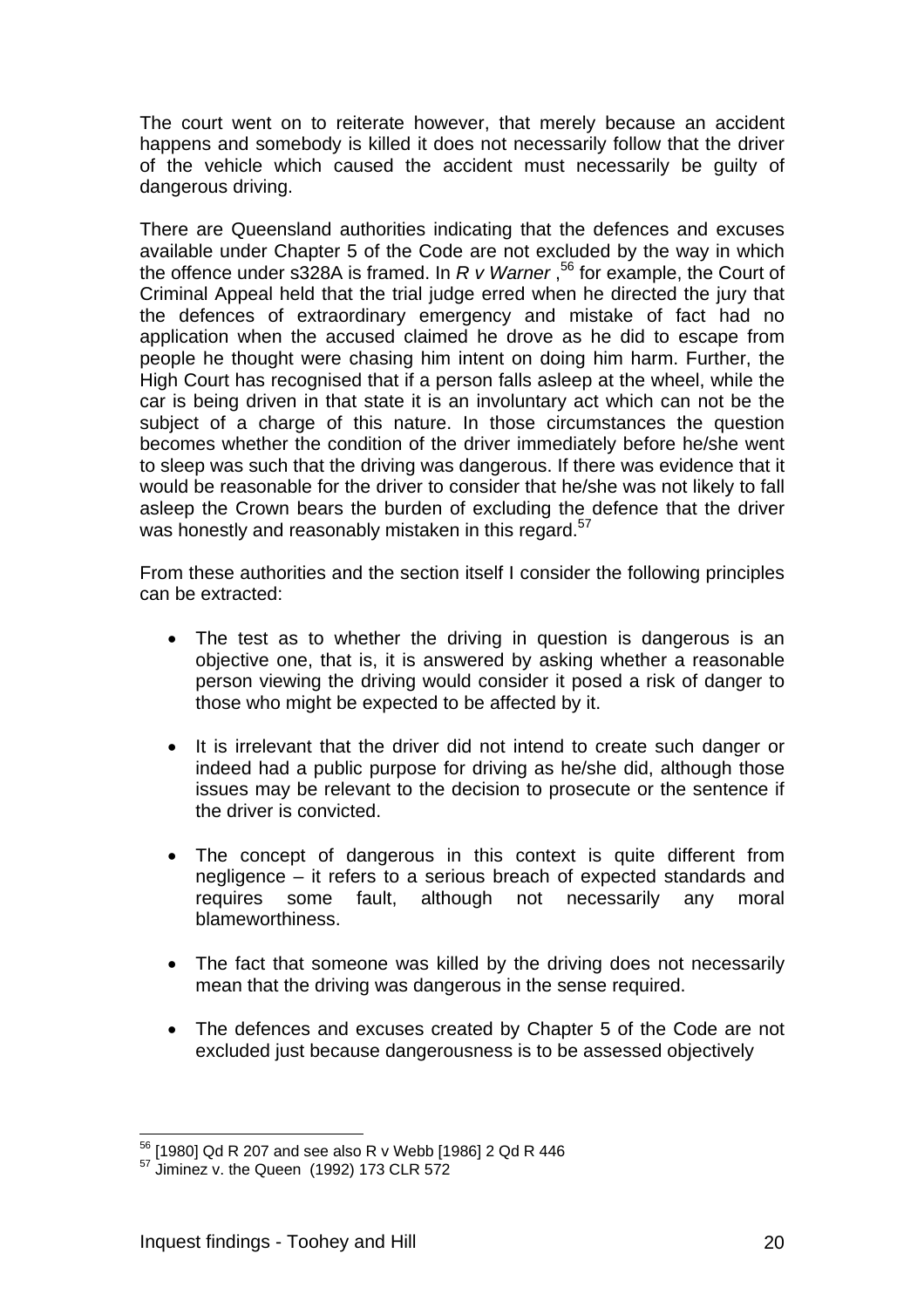The court went on to reiterate however, that merely because an accident happens and somebody is killed it does not necessarily follow that the driver of the vehicle which caused the accident must necessarily be guilty of dangerous driving.

There are Queensland authorities indicating that the defences and excuses available under Chapter 5 of the Code are not excluded by the way in which the offence under s328A is framed. In *R v Warner* ,[56] for example, the Court of Criminal Appeal held that the trial judge erred when he directed the jury that the defences of extraordinary emergency and mistake of fact had no application when the accused claimed he drove as he did to escape from people he thought were chasing him intent on doing him harm. Further, the High Court has recognised that if a person falls asleep at the wheel, while the car is being driven in that state it is an involuntary act which can not be the subject of a charge of this nature. In those circumstances the question becomes whether the condition of the driver immediately before he/she went to sleep was such that the driving was dangerous. If there was evidence that it would be reasonable for the driver to consider that he/she was not likely to fall asleep the Crown bears the burden of excluding the defence that the driver was honestly and reasonably mistaken in this regard.[57]

From these authorities and the section itself I consider the following principles can be extracted:

- The test as to whether the driving in question is dangerous is an objective one, that is, it is answered by asking whether a reasonable person viewing the driving would consider it posed a risk of danger to those who might be expected to be affected by it.
- It is irrelevant that the driver did not intend to create such danger or indeed had a public purpose for driving as he/she did, although those issues may be relevant to the decision to prosecute or the sentence if the driver is convicted.
- The concept of dangerous in this context is quite different from negligence – it refers to a serious breach of expected standards and requires some fault, although not necessarily any moral blameworthiness.
- The fact that someone was killed by the driving does not necessarily mean that the driving was dangerous in the sense required.
- The defences and excuses created by Chapter 5 of the Code are not excluded just because dangerousness is to be assessed objectively

---

[56] [1980] Qd R 207 and see also R v Webb [1986] 2 Qd R 446

[57] Jiminez v. the Queen (1992) 173 CLR 572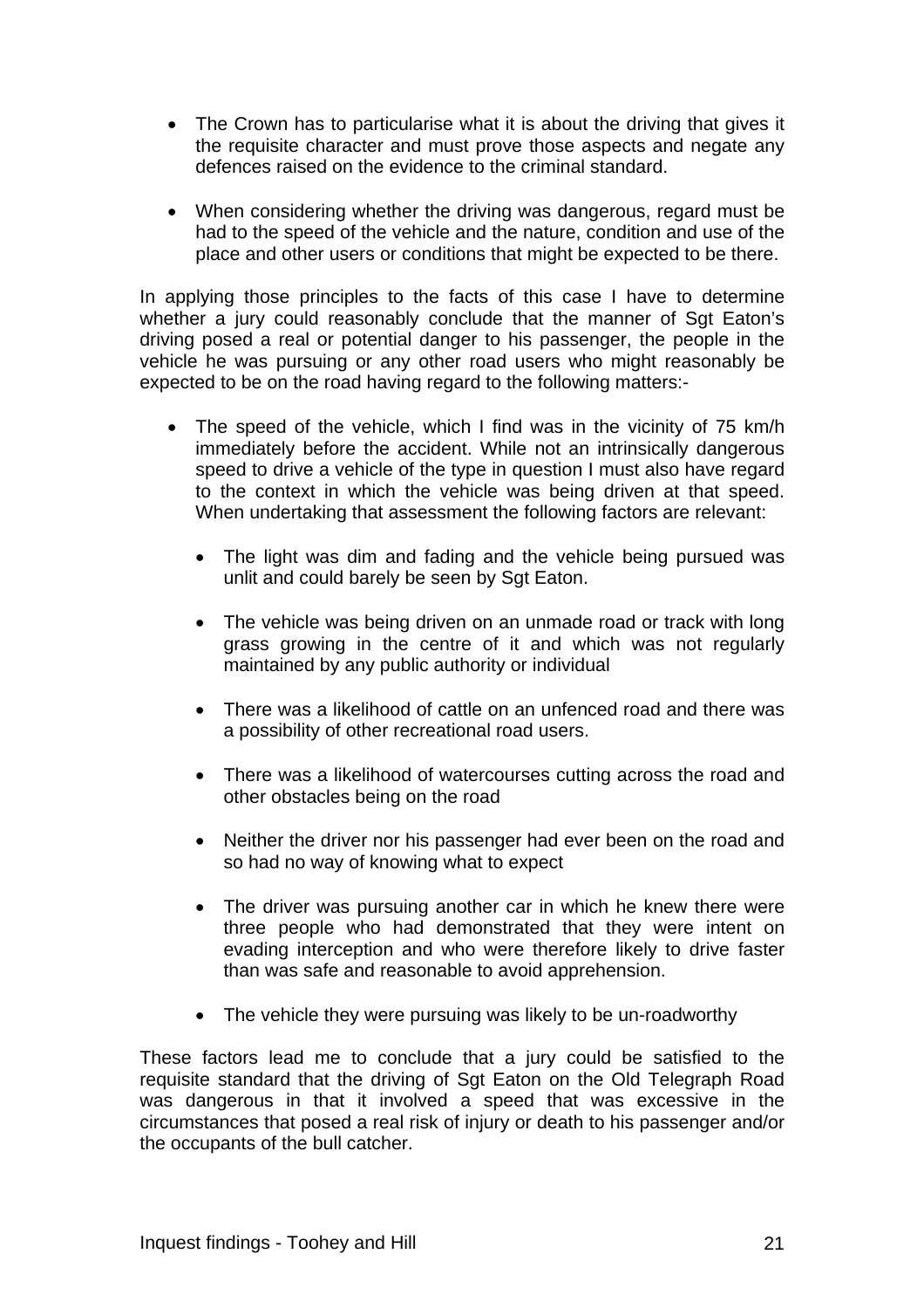- The Crown has to particularise what it is about the driving that gives it the requisite character and must prove those aspects and negate any defences raised on the evidence to the criminal standard.

- When considering whether the driving was dangerous, regard must be had to the speed of the vehicle and the nature, condition and use of the place and other users or conditions that might be expected to be there.

In applying those principles to the facts of this case I have to determine whether a jury could reasonably conclude that the manner of Sgt Eaton's driving posed a real or potential danger to his passenger, the people in the vehicle he was pursuing or any other road users who might reasonably be expected to be on the road having regard to the following matters:-

- The speed of the vehicle, which I find was in the vicinity of 75 km/h immediately before the accident. While not an intrinsically dangerous speed to drive a vehicle of the type in question I must also have regard to the context in which the vehicle was being driven at that speed. When undertaking that assessment the following factors are relevant:

  - The light was dim and fading and the vehicle being pursued was unlit and could barely be seen by Sgt Eaton.

  - The vehicle was being driven on an unmade road or track with long grass growing in the centre of it and which was not regularly maintained by any public authority or individual

  - There was a likelihood of cattle on an unfenced road and there was a possibility of other recreational road users.

  - There was a likelihood of watercourses cutting across the road and other obstacles being on the road

  - Neither the driver nor his passenger had ever been on the road and so had no way of knowing what to expect

  - The driver was pursuing another car in which he knew there were three people who had demonstrated that they were intent on evading interception and who were therefore likely to drive faster than was safe and reasonable to avoid apprehension.

  - The vehicle they were pursuing was likely to be un-roadworthy

These factors lead me to conclude that a jury could be satisfied to the requisite standard that the driving of Sgt Eaton on the Old Telegraph Road was dangerous in that it involved a speed that was excessive in the circumstances that posed a real risk of injury or death to his passenger and/or the occupants of the bull catcher.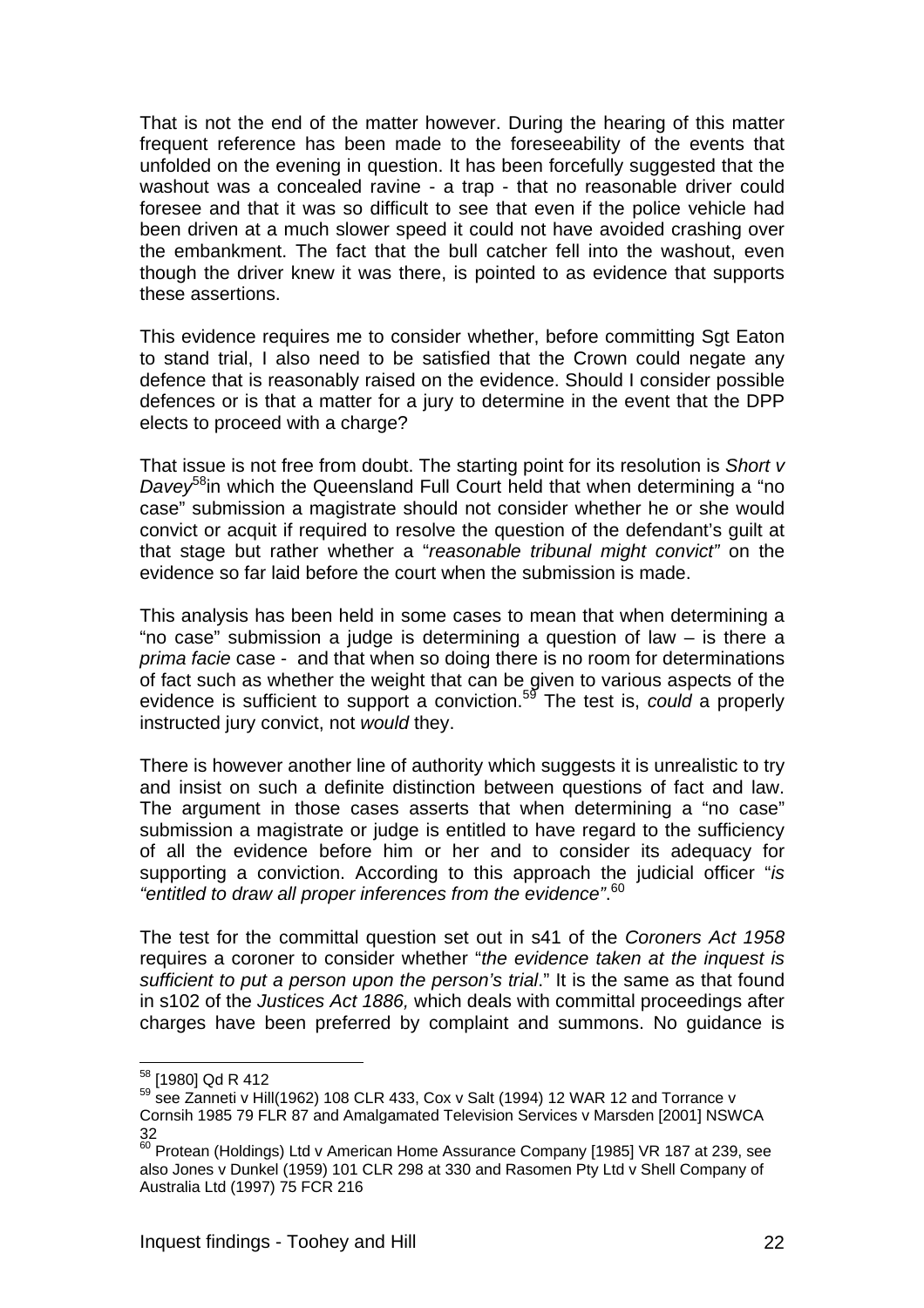That is not the end of the matter however. During the hearing of this matter frequent reference has been made to the foreseeability of the events that unfolded on the evening in question. It has been forcefully suggested that the washout was a concealed ravine - a trap - that no reasonable driver could foresee and that it was so difficult to see that even if the police vehicle had been driven at a much slower speed it could not have avoided crashing over the embankment. The fact that the bull catcher fell into the washout, even though the driver knew it was there, is pointed to as evidence that supports these assertions.

This evidence requires me to consider whether, before committing Sgt Eaton to stand trial, I also need to be satisfied that the Crown could negate any defence that is reasonably raised on the evidence. Should I consider possible defences or is that a matter for a jury to determine in the event that the DPP elects to proceed with a charge?

That issue is not free from doubt. The starting point for its resolution is *Short v Davey*[58]in which the Queensland Full Court held that when determining a "no case" submission a magistrate should not consider whether he or she would convict or acquit if required to resolve the question of the defendant's guilt at that stage but rather whether a "*reasonable tribunal might convict"* on the evidence so far laid before the court when the submission is made.

This analysis has been held in some cases to mean that when determining a "no case" submission a judge is determining a question of law – is there a *prima facie* case - and that when so doing there is no room for determinations of fact such as whether the weight that can be given to various aspects of the evidence is sufficient to support a conviction.[59] The test is, *could* a properly instructed jury convict, not *would* they.

There is however another line of authority which suggests it is unrealistic to try and insist on such a definite distinction between questions of fact and law. The argument in those cases asserts that when determining a "no case" submission a magistrate or judge is entitled to have regard to the sufficiency of all the evidence before him or her and to consider its adequacy for supporting a conviction. According to this approach the judicial officer "*is "entitled to draw all proper inferences from the evidence"*.[60]

The test for the committal question set out in s41 of the *Coroners Act 1958* requires a coroner to consider whether "*the evidence taken at the inquest is sufficient to put a person upon the person's trial*." It is the same as that found in s102 of the *Justices Act 1886,* which deals with committal proceedings after charges have been preferred by complaint and summons. No guidance is

---

[58] [1980] Qd R 412

[59] see Zanneti v Hill(1962) 108 CLR 433, Cox v Salt (1994) 12 WAR 12 and Torrance v Cornsih 1985 79 FLR 87 and Amalgamated Television Services v Marsden [2001] NSWCA 32

[60] Protean (Holdings) Ltd v American Home Assurance Company [1985] VR 187 at 239, see also Jones v Dunkel (1959) 101 CLR 298 at 330 and Rasomen Pty Ltd v Shell Company of Australia Ltd (1997) 75 FCR 216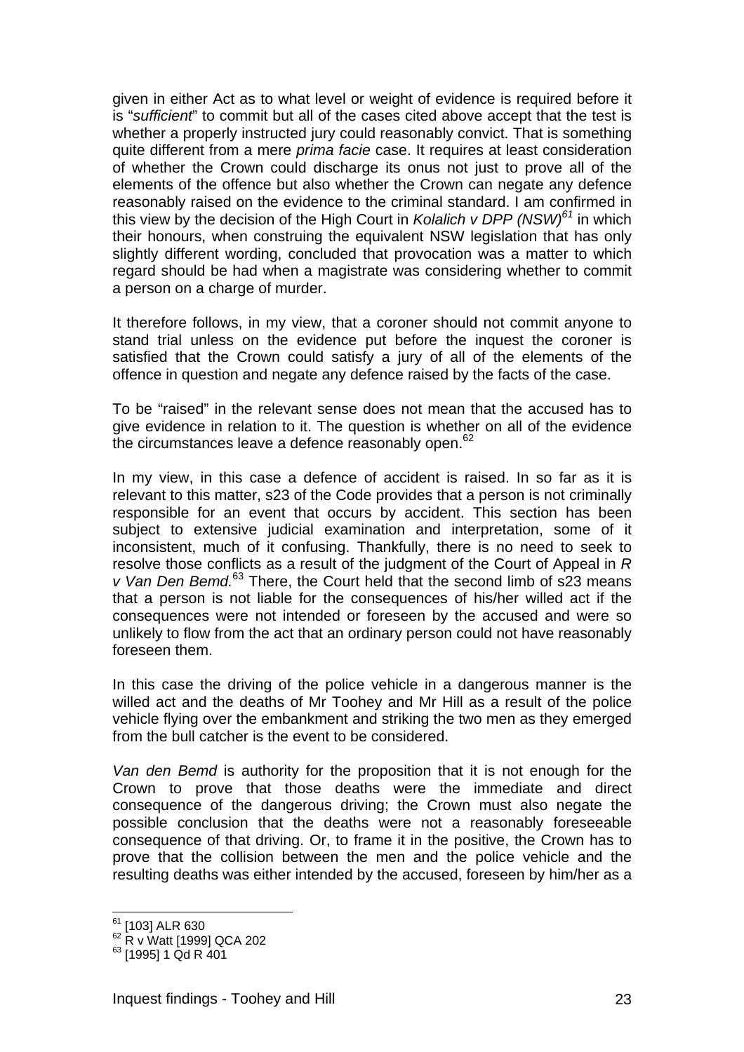given in either Act as to what level or weight of evidence is required before it is "*sufficient*" to commit but all of the cases cited above accept that the test is whether a properly instructed jury could reasonably convict. That is something quite different from a mere *prima facie* case. It requires at least consideration of whether the Crown could discharge its onus not just to prove all of the elements of the offence but also whether the Crown can negate any defence reasonably raised on the evidence to the criminal standard. I am confirmed in this view by the decision of the High Court in *Kolalich v DPP (NSW)*[61] in which their honours, when construing the equivalent NSW legislation that has only slightly different wording, concluded that provocation was a matter to which regard should be had when a magistrate was considering whether to commit a person on a charge of murder.

It therefore follows, in my view, that a coroner should not commit anyone to stand trial unless on the evidence put before the inquest the coroner is satisfied that the Crown could satisfy a jury of all of the elements of the offence in question and negate any defence raised by the facts of the case.

To be "raised" in the relevant sense does not mean that the accused has to give evidence in relation to it. The question is whether on all of the evidence the circumstances leave a defence reasonably open.[62]

In my view, in this case a defence of accident is raised. In so far as it is relevant to this matter, s23 of the Code provides that a person is not criminally responsible for an event that occurs by accident. This section has been subject to extensive judicial examination and interpretation, some of it inconsistent, much of it confusing. Thankfully, there is no need to seek to resolve those conflicts as a result of the judgment of the Court of Appeal in *R v Van Den Bemd.*[63] There, the Court held that the second limb of s23 means that a person is not liable for the consequences of his/her willed act if the consequences were not intended or foreseen by the accused and were so unlikely to flow from the act that an ordinary person could not have reasonably foreseen them.

In this case the driving of the police vehicle in a dangerous manner is the willed act and the deaths of Mr Toohey and Mr Hill as a result of the police vehicle flying over the embankment and striking the two men as they emerged from the bull catcher is the event to be considered.

*Van den Bemd* is authority for the proposition that it is not enough for the Crown to prove that those deaths were the immediate and direct consequence of the dangerous driving; the Crown must also negate the possible conclusion that the deaths were not a reasonably foreseeable consequence of that driving. Or, to frame it in the positive, the Crown has to prove that the collision between the men and the police vehicle and the resulting deaths was either intended by the accused, foreseen by him/her as a

---

[61] [103] ALR 630

[62] R v Watt [1999] QCA 202

[63] [1995] 1 Qd R 401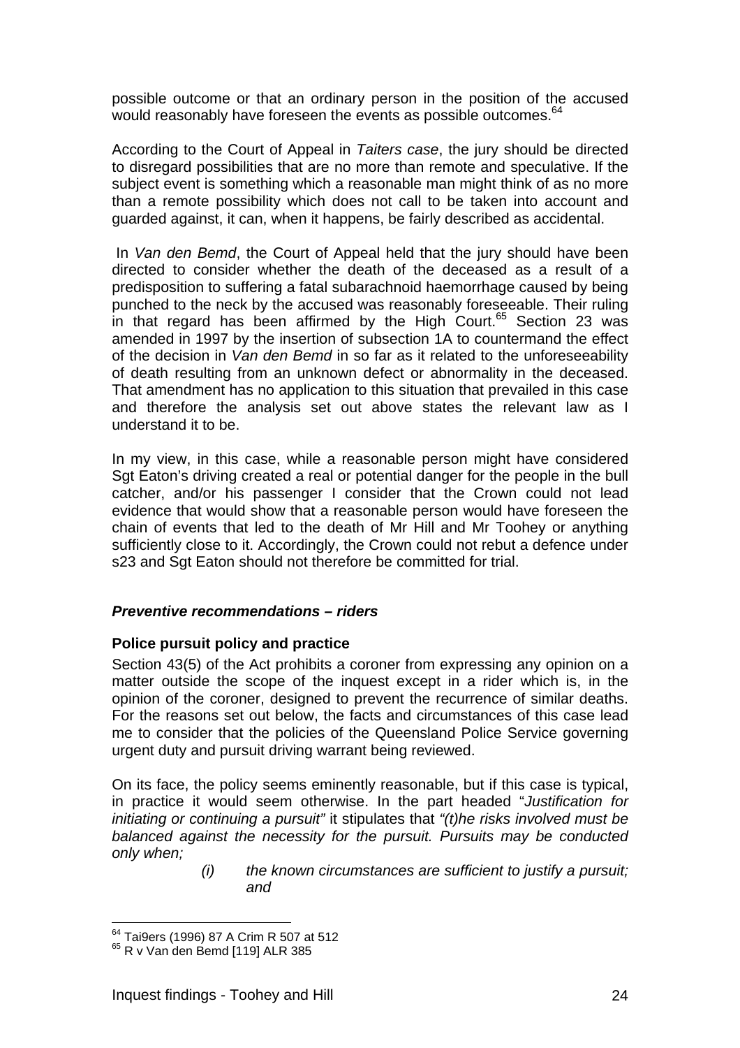possible outcome or that an ordinary person in the position of the accused would reasonably have foreseen the events as possible outcomes.[64]

According to the Court of Appeal in *Taiters case*, the jury should be directed to disregard possibilities that are no more than remote and speculative. If the subject event is something which a reasonable man might think of as no more than a remote possibility which does not call to be taken into account and guarded against, it can, when it happens, be fairly described as accidental.

In *Van den Bemd*, the Court of Appeal held that the jury should have been directed to consider whether the death of the deceased as a result of a predisposition to suffering a fatal subarachnoid haemorrhage caused by being punched to the neck by the accused was reasonably foreseeable. Their ruling in that regard has been affirmed by the High Court.[65] Section 23 was amended in 1997 by the insertion of subsection 1A to countermand the effect of the decision in *Van den Bemd* in so far as it related to the unforeseeability of death resulting from an unknown defect or abnormality in the deceased. That amendment has no application to this situation that prevailed in this case and therefore the analysis set out above states the relevant law as I understand it to be.

In my view, in this case, while a reasonable person might have considered Sgt Eaton's driving created a real or potential danger for the people in the bull catcher, and/or his passenger I consider that the Crown could not lead evidence that would show that a reasonable person would have foreseen the chain of events that led to the death of Mr Hill and Mr Toohey or anything sufficiently close to it. Accordingly, the Crown could not rebut a defence under s23 and Sgt Eaton should not therefore be committed for trial.

### *Preventive recommendations – riders*

#### Police pursuit policy and practice

Section 43(5) of the Act prohibits a coroner from expressing any opinion on a matter outside the scope of the inquest except in a rider which is, in the opinion of the coroner, designed to prevent the recurrence of similar deaths. For the reasons set out below, the facts and circumstances of this case lead me to consider that the policies of the Queensland Police Service governing urgent duty and pursuit driving warrant being reviewed.

On its face, the policy seems eminently reasonable, but if this case is typical, in practice it would seem otherwise. In the part headed "*Justification for initiating or continuing a pursuit*" it stipulates that *"(t)he risks involved must be balanced against the necessity for the pursuit. Pursuits may be conducted only when;*

> *(i) the known circumstances are sufficient to justify a pursuit; and*

---

[64] Tai9ers (1996) 87 A Crim R 507 at 512

[65] R v Van den Bemd [119] ALR 385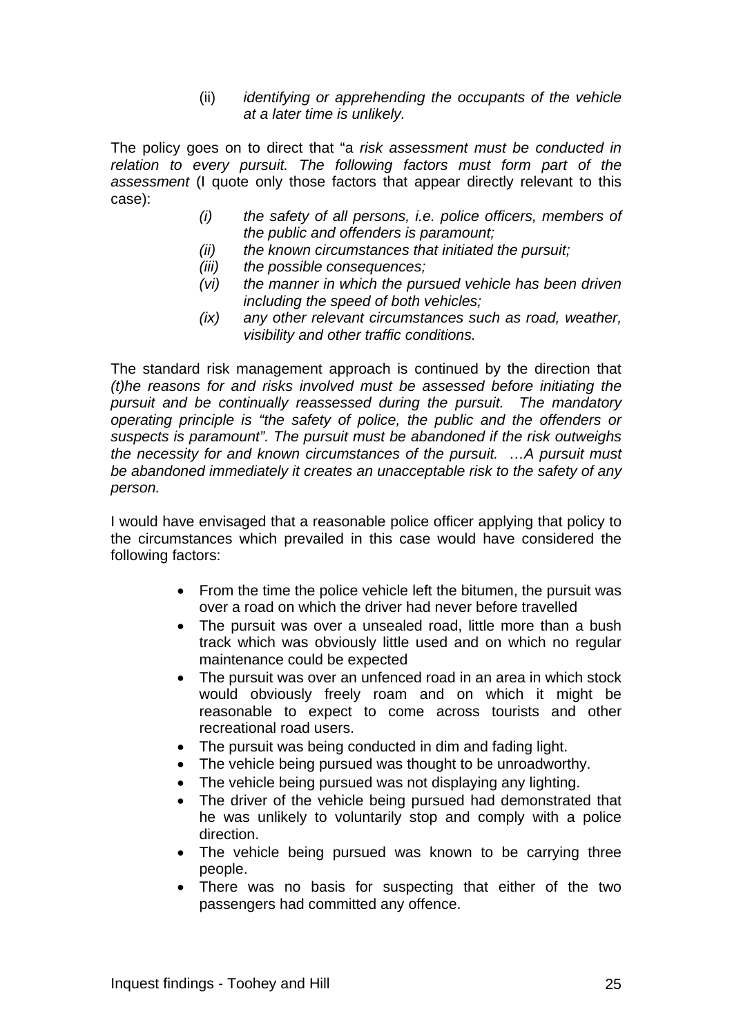(ii) *identifying or apprehending the occupants of the vehicle at a later time is unlikely.*

The policy goes on to direct that "a *risk assessment must be conducted in relation to every pursuit. The following factors must form part of the assessment* (I quote only those factors that appear directly relevant to this case):

> *(i) the safety of all persons, i.e. police officers, members of the public and offenders is paramount;*
> *(ii) the known circumstances that initiated the pursuit;*
> *(iii) the possible consequences;*
> *(vi) the manner in which the pursued vehicle has been driven including the speed of both vehicles;*
> *(ix) any other relevant circumstances such as road, weather, visibility and other traffic conditions.*

The standard risk management approach is continued by the direction that *(t)he reasons for and risks involved must be assessed before initiating the pursuit and be continually reassessed during the pursuit. The mandatory operating principle is "the safety of police, the public and the offenders or suspects is paramount". The pursuit must be abandoned if the risk outweighs the necessity for and known circumstances of the pursuit. …A pursuit must be abandoned immediately it creates an unacceptable risk to the safety of any person.*

I would have envisaged that a reasonable police officer applying that policy to the circumstances which prevailed in this case would have considered the following factors:

- From the time the police vehicle left the bitumen, the pursuit was over a road on which the driver had never before travelled
- The pursuit was over a unsealed road, little more than a bush track which was obviously little used and on which no regular maintenance could be expected
- The pursuit was over an unfenced road in an area in which stock would obviously freely roam and on which it might be reasonable to expect to come across tourists and other recreational road users.
- The pursuit was being conducted in dim and fading light.
- The vehicle being pursued was thought to be unroadworthy.
- The vehicle being pursued was not displaying any lighting.
- The driver of the vehicle being pursued had demonstrated that he was unlikely to voluntarily stop and comply with a police direction.
- The vehicle being pursued was known to be carrying three people.
- There was no basis for suspecting that either of the two passengers had committed any offence.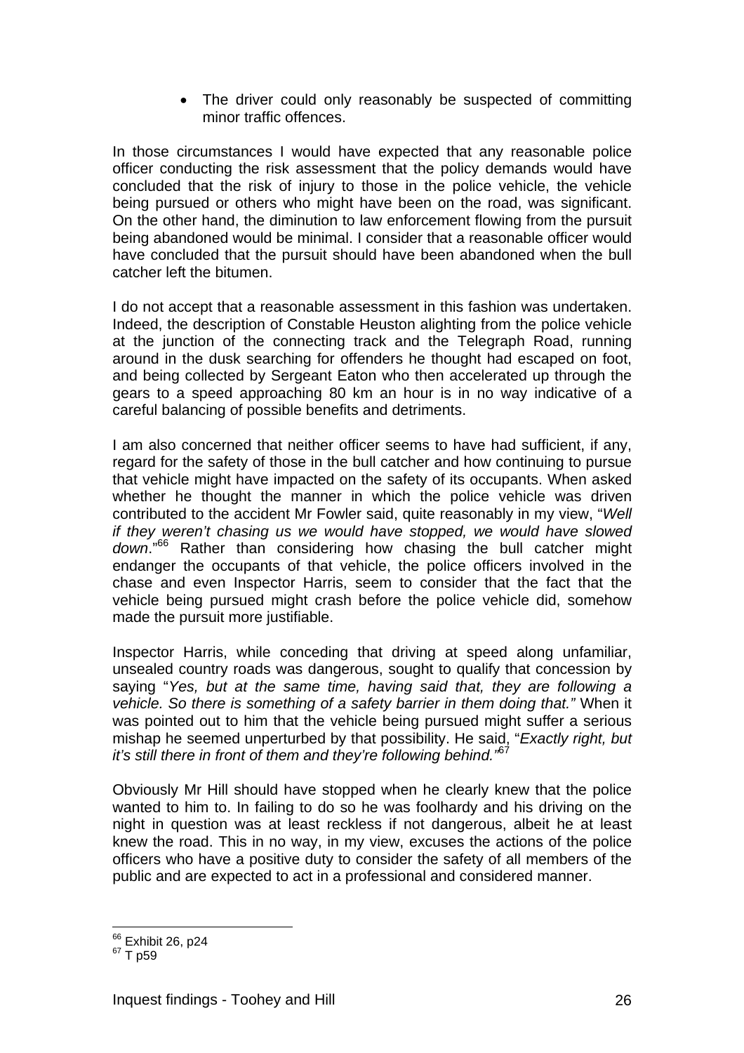- The driver could only reasonably be suspected of committing minor traffic offences.

In those circumstances I would have expected that any reasonable police officer conducting the risk assessment that the policy demands would have concluded that the risk of injury to those in the police vehicle, the vehicle being pursued or others who might have been on the road, was significant. On the other hand, the diminution to law enforcement flowing from the pursuit being abandoned would be minimal. I consider that a reasonable officer would have concluded that the pursuit should have been abandoned when the bull catcher left the bitumen.

I do not accept that a reasonable assessment in this fashion was undertaken. Indeed, the description of Constable Heuston alighting from the police vehicle at the junction of the connecting track and the Telegraph Road, running around in the dusk searching for offenders he thought had escaped on foot, and being collected by Sergeant Eaton who then accelerated up through the gears to a speed approaching 80 km an hour is in no way indicative of a careful balancing of possible benefits and detriments.

I am also concerned that neither officer seems to have had sufficient, if any, regard for the safety of those in the bull catcher and how continuing to pursue that vehicle might have impacted on the safety of its occupants. When asked whether he thought the manner in which the police vehicle was driven contributed to the accident Mr Fowler said, quite reasonably in my view, "*Well if they weren't chasing us we would have stopped, we would have slowed down*."[66] Rather than considering how chasing the bull catcher might endanger the occupants of that vehicle, the police officers involved in the chase and even Inspector Harris, seem to consider that the fact that the vehicle being pursued might crash before the police vehicle did, somehow made the pursuit more justifiable.

Inspector Harris, while conceding that driving at speed along unfamiliar, unsealed country roads was dangerous, sought to qualify that concession by saying "*Yes, but at the same time, having said that, they are following a vehicle. So there is something of a safety barrier in them doing that."* When it was pointed out to him that the vehicle being pursued might suffer a serious mishap he seemed unperturbed by that possibility. He said, "*Exactly right, but it's still there in front of them and they're following behind."*[67]

Obviously Mr Hill should have stopped when he clearly knew that the police wanted to him to. In failing to do so he was foolhardy and his driving on the night in question was at least reckless if not dangerous, albeit he at least knew the road. This in no way, in my view, excuses the actions of the police officers who have a positive duty to consider the safety of all members of the public and are expected to act in a professional and considered manner.

---

[66] Exhibit 26, p24
[67] T p59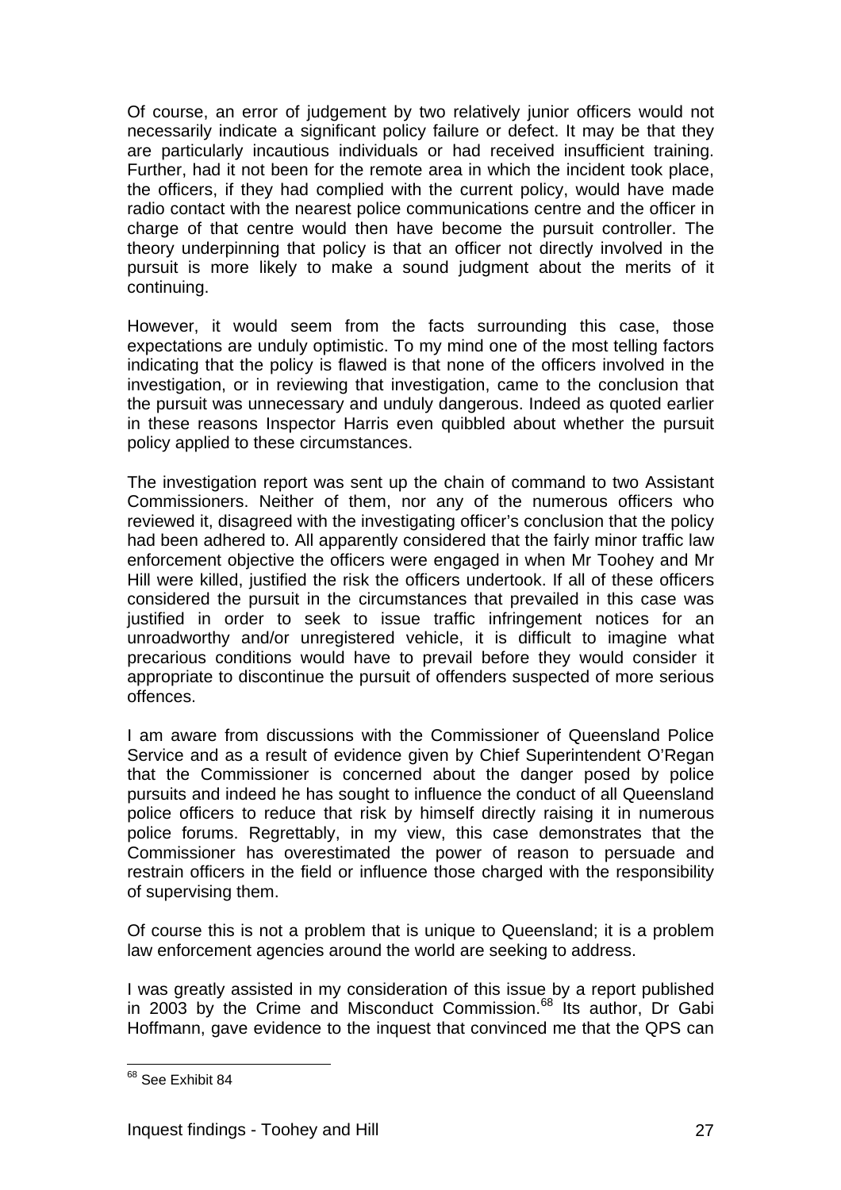Of course, an error of judgement by two relatively junior officers would not necessarily indicate a significant policy failure or defect. It may be that they are particularly incautious individuals or had received insufficient training. Further, had it not been for the remote area in which the incident took place, the officers, if they had complied with the current policy, would have made radio contact with the nearest police communications centre and the officer in charge of that centre would then have become the pursuit controller. The theory underpinning that policy is that an officer not directly involved in the pursuit is more likely to make a sound judgment about the merits of it continuing.

However, it would seem from the facts surrounding this case, those expectations are unduly optimistic. To my mind one of the most telling factors indicating that the policy is flawed is that none of the officers involved in the investigation, or in reviewing that investigation, came to the conclusion that the pursuit was unnecessary and unduly dangerous. Indeed as quoted earlier in these reasons Inspector Harris even quibbled about whether the pursuit policy applied to these circumstances.

The investigation report was sent up the chain of command to two Assistant Commissioners. Neither of them, nor any of the numerous officers who reviewed it, disagreed with the investigating officer's conclusion that the policy had been adhered to. All apparently considered that the fairly minor traffic law enforcement objective the officers were engaged in when Mr Toohey and Mr Hill were killed, justified the risk the officers undertook. If all of these officers considered the pursuit in the circumstances that prevailed in this case was justified in order to seek to issue traffic infringement notices for an unroadworthy and/or unregistered vehicle, it is difficult to imagine what precarious conditions would have to prevail before they would consider it appropriate to discontinue the pursuit of offenders suspected of more serious offences.

I am aware from discussions with the Commissioner of Queensland Police Service and as a result of evidence given by Chief Superintendent O'Regan that the Commissioner is concerned about the danger posed by police pursuits and indeed he has sought to influence the conduct of all Queensland police officers to reduce that risk by himself directly raising it in numerous police forums. Regrettably, in my view, this case demonstrates that the Commissioner has overestimated the power of reason to persuade and restrain officers in the field or influence those charged with the responsibility of supervising them.

Of course this is not a problem that is unique to Queensland; it is a problem law enforcement agencies around the world are seeking to address.

I was greatly assisted in my consideration of this issue by a report published in 2003 by the Crime and Misconduct Commission.[68] Its author, Dr Gabi Hoffmann, gave evidence to the inquest that convinced me that the QPS can

---

[68] See Exhibit 84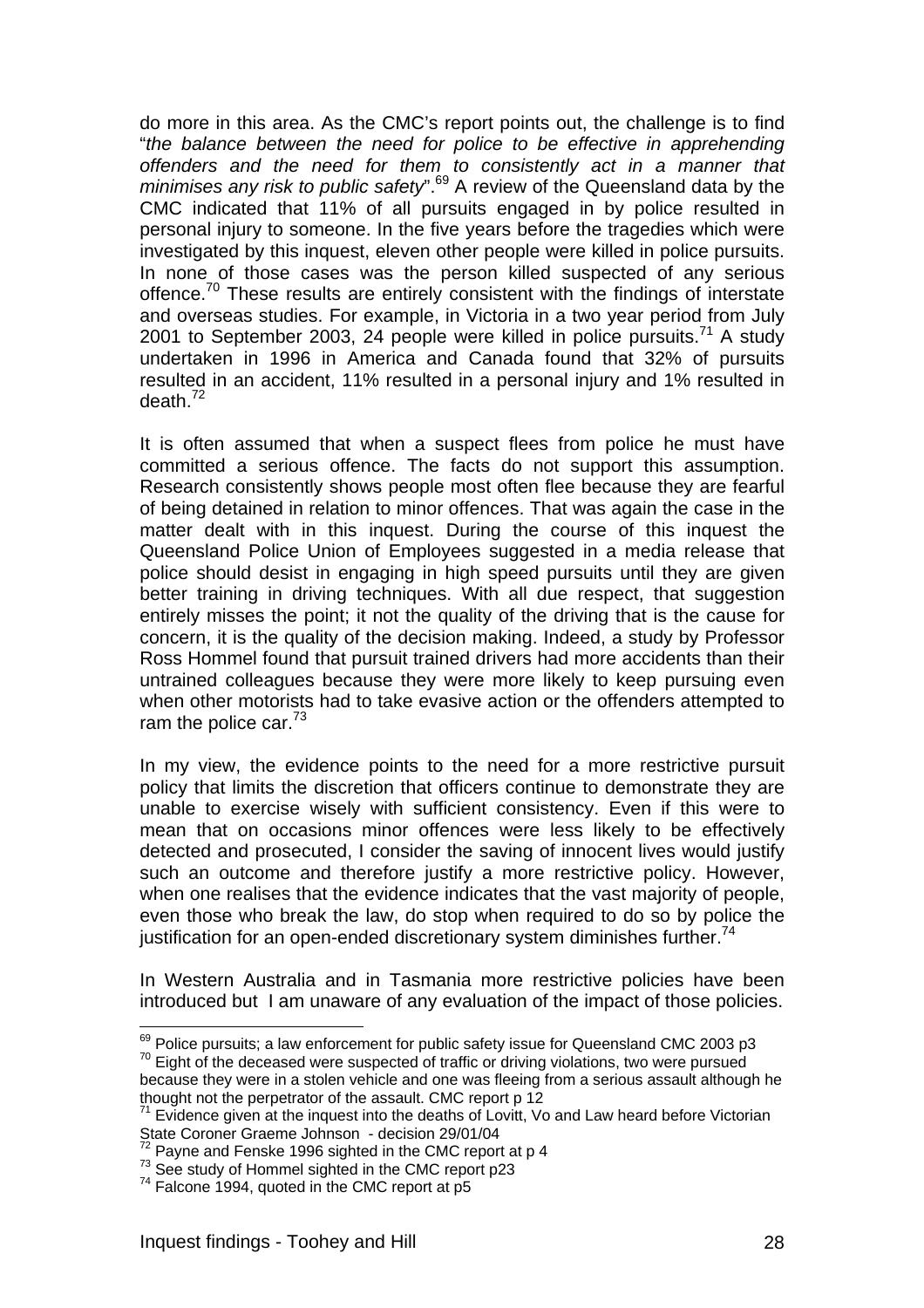do more in this area. As the CMC's report points out, the challenge is to find "*the balance between the need for police to be effective in apprehending offenders and the need for them to consistently act in a manner that minimises any risk to public safety*".[69] A review of the Queensland data by the CMC indicated that 11% of all pursuits engaged in by police resulted in personal injury to someone. In the five years before the tragedies which were investigated by this inquest, eleven other people were killed in police pursuits. In none of those cases was the person killed suspected of any serious offence.[70] These results are entirely consistent with the findings of interstate and overseas studies. For example, in Victoria in a two year period from July 2001 to September 2003, 24 people were killed in police pursuits.[71] A study undertaken in 1996 in America and Canada found that 32% of pursuits resulted in an accident, 11% resulted in a personal injury and 1% resulted in death.[72]

It is often assumed that when a suspect flees from police he must have committed a serious offence. The facts do not support this assumption. Research consistently shows people most often flee because they are fearful of being detained in relation to minor offences. That was again the case in the matter dealt with in this inquest. During the course of this inquest the Queensland Police Union of Employees suggested in a media release that police should desist in engaging in high speed pursuits until they are given better training in driving techniques. With all due respect, that suggestion entirely misses the point; it not the quality of the driving that is the cause for concern, it is the quality of the decision making. Indeed, a study by Professor Ross Hommel found that pursuit trained drivers had more accidents than their untrained colleagues because they were more likely to keep pursuing even when other motorists had to take evasive action or the offenders attempted to ram the police car.[73]

In my view, the evidence points to the need for a more restrictive pursuit policy that limits the discretion that officers continue to demonstrate they are unable to exercise wisely with sufficient consistency. Even if this were to mean that on occasions minor offences were less likely to be effectively detected and prosecuted, I consider the saving of innocent lives would justify such an outcome and therefore justify a more restrictive policy. However, when one realises that the evidence indicates that the vast majority of people, even those who break the law, do stop when required to do so by police the justification for an open-ended discretionary system diminishes further.[74]

In Western Australia and in Tasmania more restrictive policies have been introduced but I am unaware of any evaluation of the impact of those policies.

---

[69] Police pursuits; a law enforcement for public safety issue for Queensland CMC 2003 p3

[70] Eight of the deceased were suspected of traffic or driving violations, two were pursued because they were in a stolen vehicle and one was fleeing from a serious assault although he thought not the perpetrator of the assault. CMC report p 12

[71] Evidence given at the inquest into the deaths of Lovitt, Vo and Law heard before Victorian State Coroner Graeme Johnson - decision 29/01/04

[72] Payne and Fenske 1996 sighted in the CMC report at p 4

[73] See study of Hommel sighted in the CMC report p23

[74] Falcone 1994, quoted in the CMC report at p5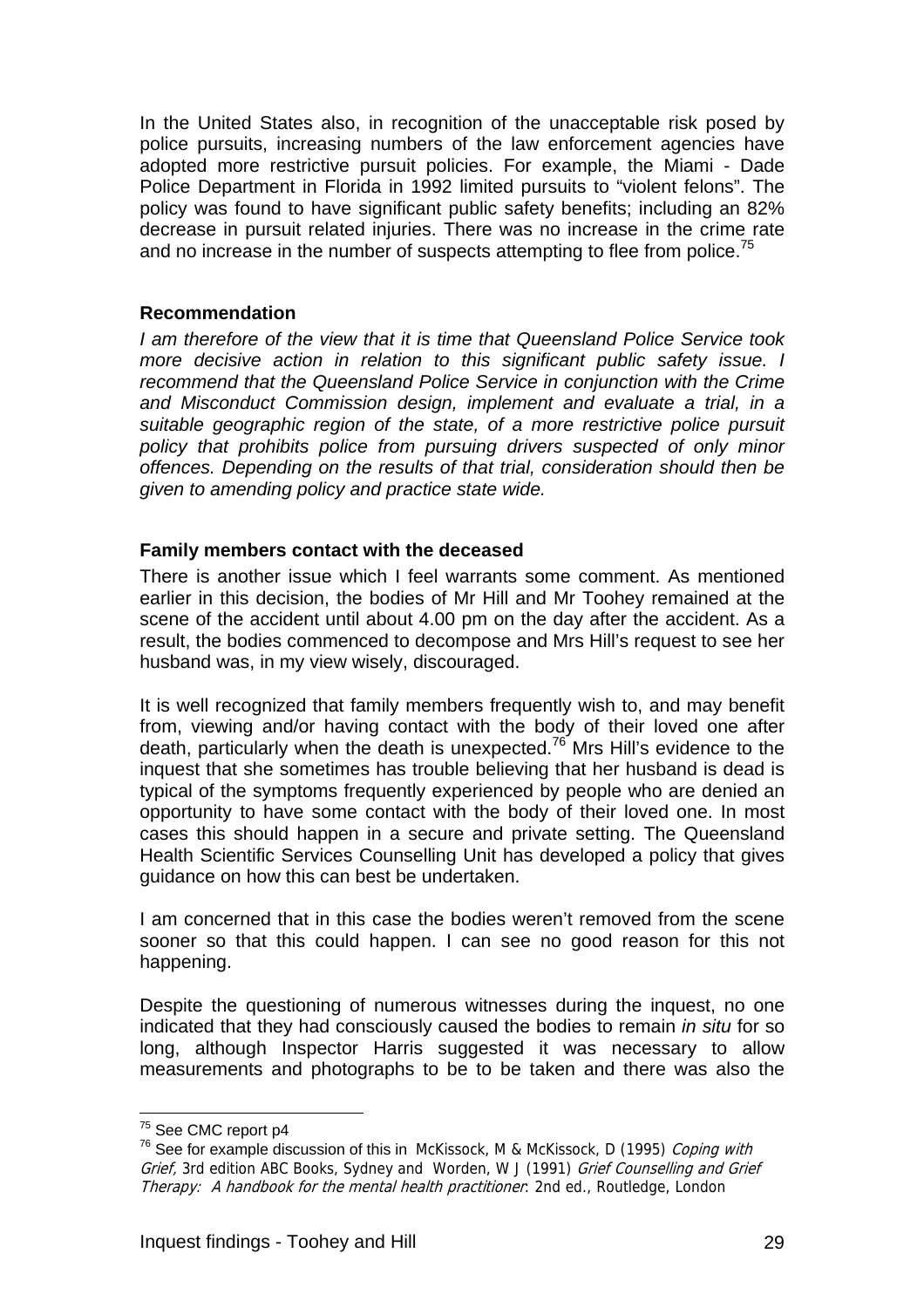In the United States also, in recognition of the unacceptable risk posed by police pursuits, increasing numbers of the law enforcement agencies have adopted more restrictive pursuit policies. For example, the Miami - Dade Police Department in Florida in 1992 limited pursuits to “violent felons”. The policy was found to have significant public safety benefits; including an 82% decrease in pursuit related injuries. There was no increase in the crime rate and no increase in the number of suspects attempting to flee from police.[75]

**Recommendation**

*I am therefore of the view that it is time that Queensland Police Service took more decisive action in relation to this significant public safety issue. I recommend that the Queensland Police Service in conjunction with the Crime and Misconduct Commission design, implement and evaluate a trial, in a suitable geographic region of the state, of a more restrictive police pursuit policy that prohibits police from pursuing drivers suspected of only minor offences. Depending on the results of that trial, consideration should then be given to amending policy and practice state wide.*

**Family members contact with the deceased**

There is another issue which I feel warrants some comment. As mentioned earlier in this decision, the bodies of Mr Hill and Mr Toohey remained at the scene of the accident until about 4.00 pm on the day after the accident. As a result, the bodies commenced to decompose and Mrs Hill’s request to see her husband was, in my view wisely, discouraged.

It is well recognized that family members frequently wish to, and may benefit from, viewing and/or having contact with the body of their loved one after death, particularly when the death is unexpected.[76] Mrs Hill’s evidence to the inquest that she sometimes has trouble believing that her husband is dead is typical of the symptoms frequently experienced by people who are denied an opportunity to have some contact with the body of their loved one. In most cases this should happen in a secure and private setting. The Queensland Health Scientific Services Counselling Unit has developed a policy that gives guidance on how this can best be undertaken.

I am concerned that in this case the bodies weren’t removed from the scene sooner so that this could happen. I can see no good reason for this not happening.

Despite the questioning of numerous witnesses during the inquest, no one indicated that they had consciously caused the bodies to remain *in situ* for so long, although Inspector Harris suggested it was necessary to allow measurements and photographs to be to be taken and there was also the

---

[75] See CMC report p4

[76] See for example discussion of this in McKissock, M & McKissock, D (1995) *Coping with Grief,* 3rd edition ABC Books, Sydney and Worden, W J (1991) *Grief Counselling and Grief Therapy: A handbook for the mental health practitioner*: 2nd ed., Routledge, London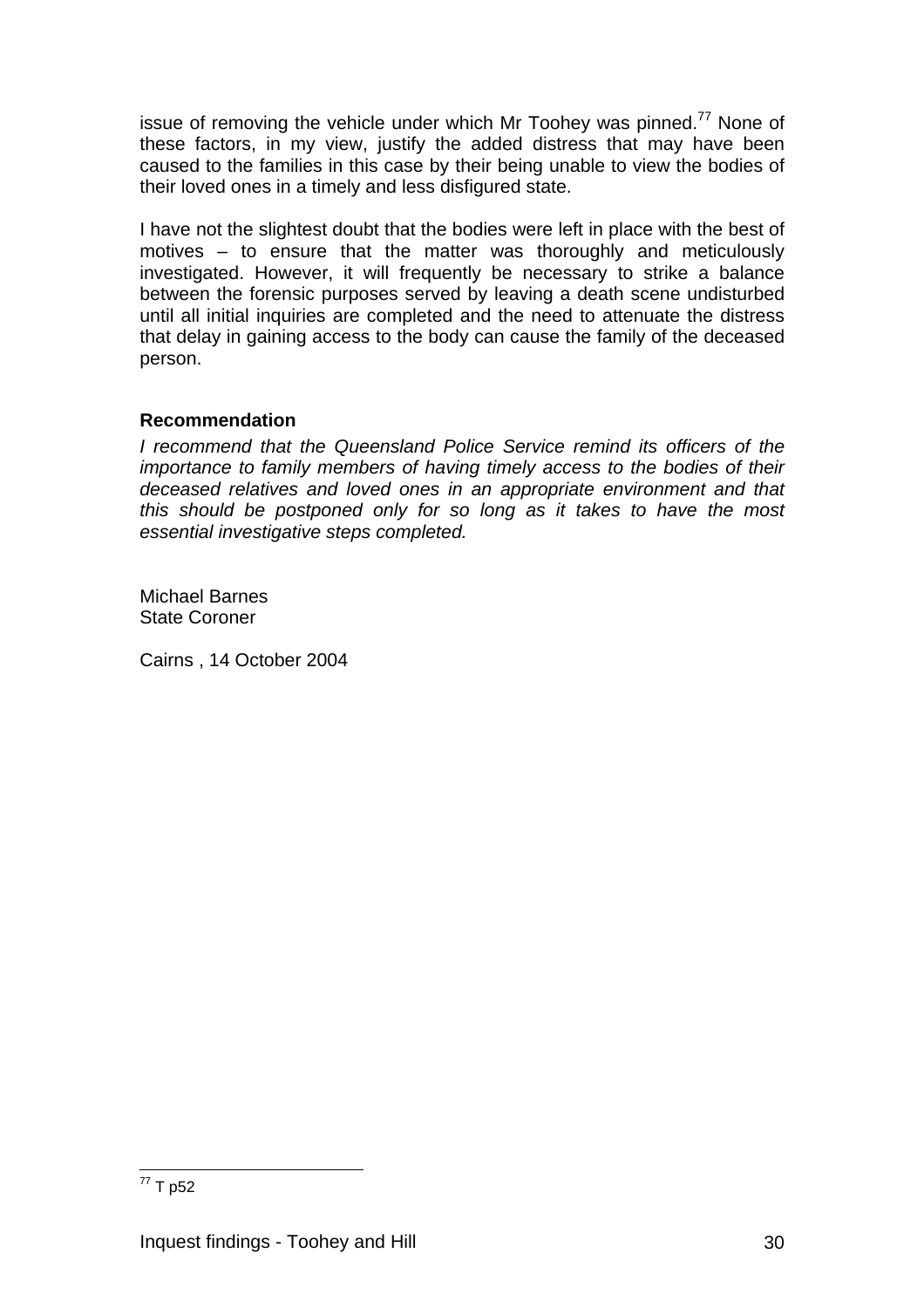issue of removing the vehicle under which Mr Toohey was pinned.[77] None of these factors, in my view, justify the added distress that may have been caused to the families in this case by their being unable to view the bodies of their loved ones in a timely and less disfigured state.

I have not the slightest doubt that the bodies were left in place with the best of motives – to ensure that the matter was thoroughly and meticulously investigated. However, it will frequently be necessary to strike a balance between the forensic purposes served by leaving a death scene undisturbed until all initial inquiries are completed and the need to attenuate the distress that delay in gaining access to the body can cause the family of the deceased person.

**Recommendation**

*I recommend that the Queensland Police Service remind its officers of the importance to family members of having timely access to the bodies of their deceased relatives and loved ones in an appropriate environment and that this should be postponed only for so long as it takes to have the most essential investigative steps completed.*

Michael Barnes
State Coroner

Cairns , 14 October 2004

[77] T p52